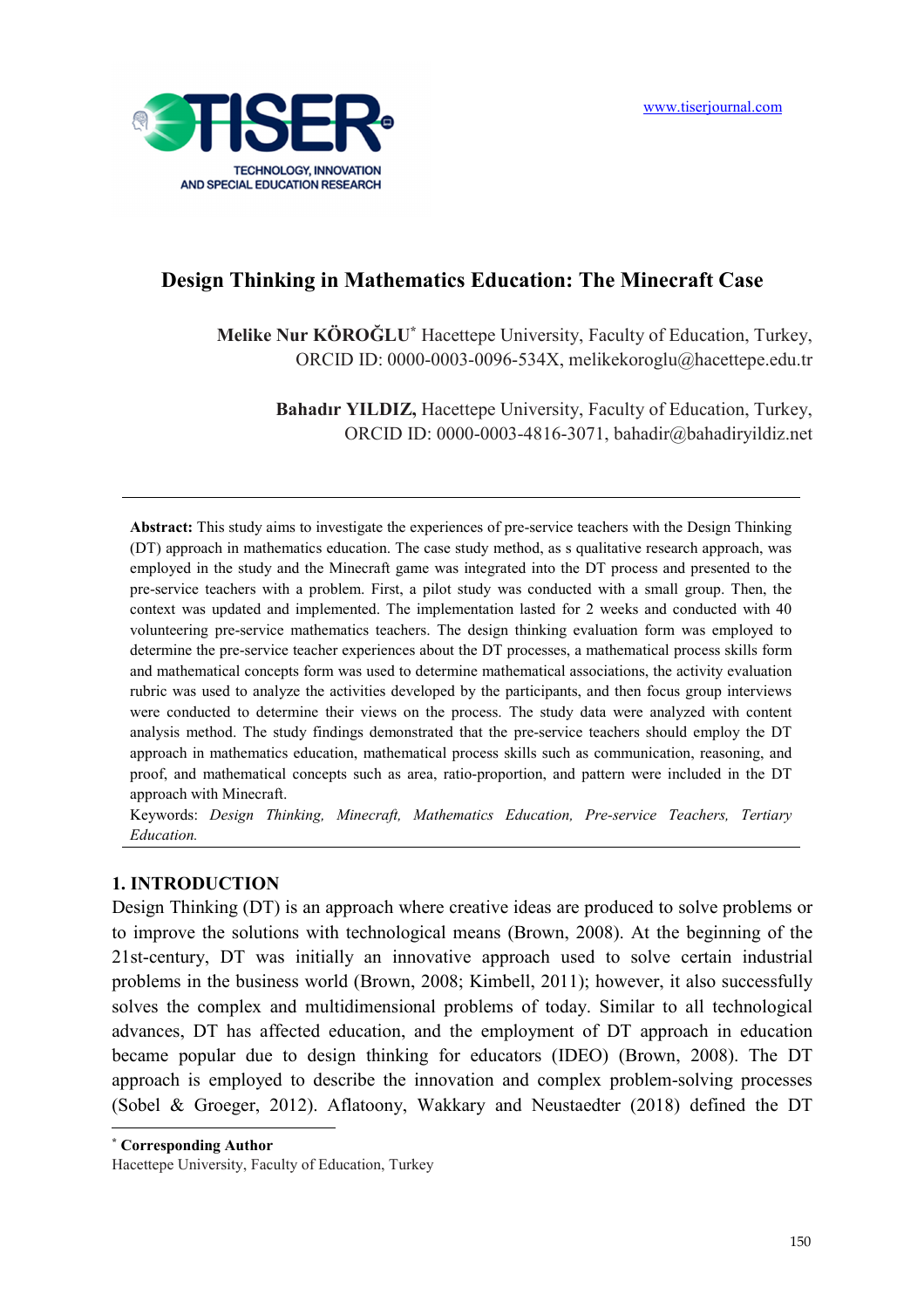# Design Thinking in Mathematics Education: The Minecraft Case

**Melike Nur KÖROĞLU**[*] Hacettepe University, Faculty of Education, Turkey, ORCID ID: 0000-0003-0096-534X, melikekoroglu@hacettepe.edu.tr

**Bahadır YILDIZ,** Hacettepe University, Faculty of Education, Turkey, ORCID ID: 0000-0003-4816-3071, bahadir@bahadiryildiz.net

---

**Abstract:** This study aims to investigate the experiences of pre-service teachers with the Design Thinking (DT) approach in mathematics education. The case study method, as s qualitative research approach, was employed in the study and the Minecraft game was integrated into the DT process and presented to the pre-service teachers with a problem. First, a pilot study was conducted with a small group. Then, the context was updated and implemented. The implementation lasted for 2 weeks and conducted with 40 volunteering pre-service mathematics teachers. The design thinking evaluation form was employed to determine the pre-service teacher experiences about the DT processes, a mathematical process skills form and mathematical concepts form was used to determine mathematical associations, the activity evaluation rubric was used to analyze the activities developed by the participants, and then focus group interviews were conducted to determine their views on the process. The study data were analyzed with content analysis method. The study findings demonstrated that the pre-service teachers should employ the DT approach in mathematics education, mathematical process skills such as communication, reasoning, and proof, and mathematical concepts such as area, ratio-proportion, and pattern were included in the DT approach with Minecraft.

Keywords: *Design Thinking, Minecraft, Mathematics Education, Pre-service Teachers, Tertiary Education.*

---

## 1. INTRODUCTION

Design Thinking (DT) is an approach where creative ideas are produced to solve problems or to improve the solutions with technological means (Brown, 2008). At the beginning of the 21st-century, DT was initially an innovative approach used to solve certain industrial problems in the business world (Brown, 2008; Kimbell, 2011); however, it also successfully solves the complex and multidimensional problems of today. Similar to all technological advances, DT has affected education, and the employment of DT approach in education became popular due to design thinking for educators (IDEO) (Brown, 2008). The DT approach is employed to describe the innovation and complex problem-solving processes (Sobel & Groeger, 2012). Aflatoony, Wakkary and Neustaedter (2018) defined the DT

---

[*] **Corresponding Author**
Hacettepe University, Faculty of Education, Turkey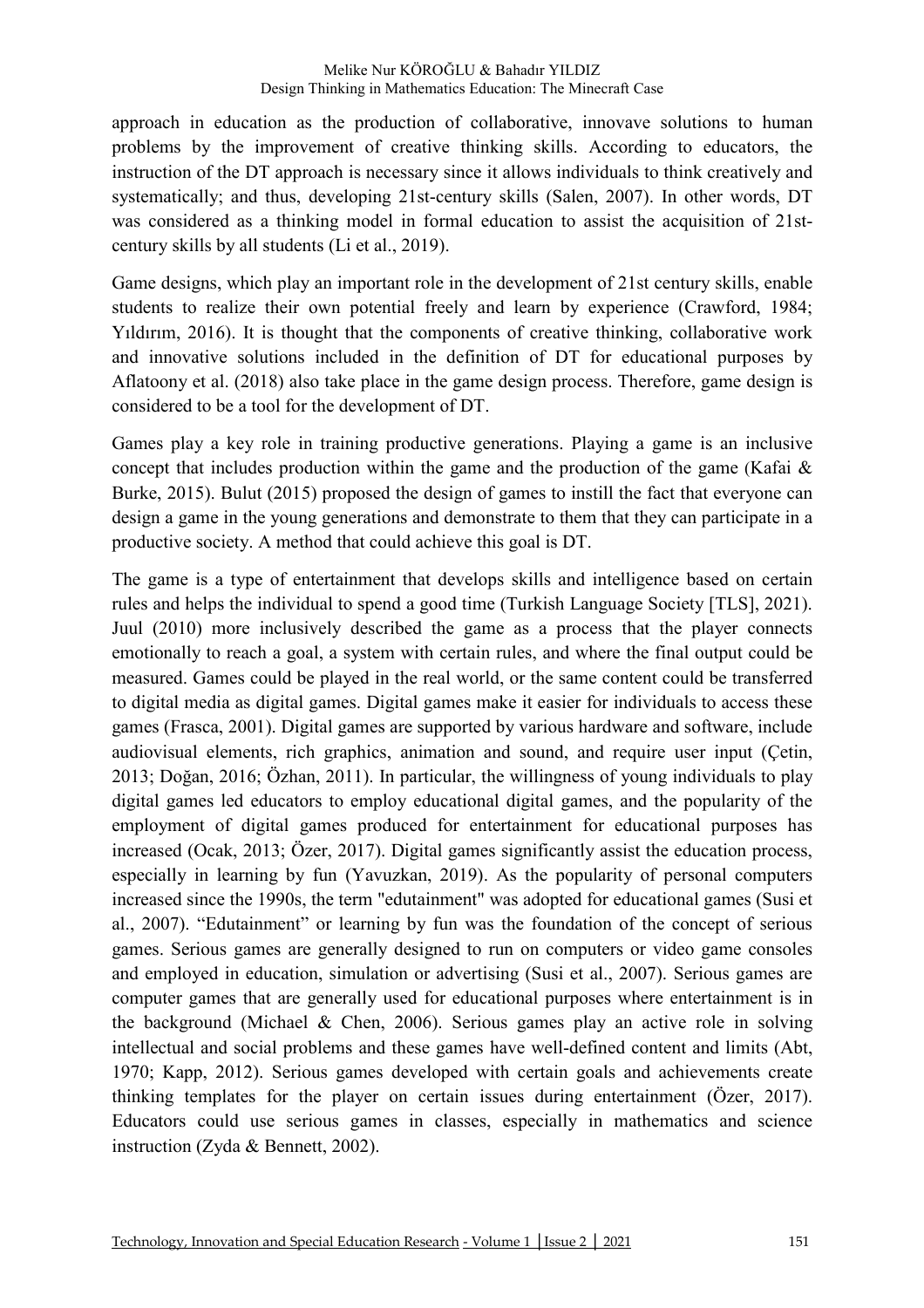approach in education as the production of collaborative, innovave solutions to human problems by the improvement of creative thinking skills. According to educators, the instruction of the DT approach is necessary since it allows individuals to think creatively and systematically; and thus, developing 21st-century skills (Salen, 2007). In other words, DT was considered as a thinking model in formal education to assist the acquisition of 21st-century skills by all students (Li et al., 2019).

Game designs, which play an important role in the development of 21st century skills, enable students to realize their own potential freely and learn by experience (Crawford, 1984; Yıldırım, 2016). It is thought that the components of creative thinking, collaborative work and innovative solutions included in the definition of DT for educational purposes by Aflatoony et al. (2018) also take place in the game design process. Therefore, game design is considered to be a tool for the development of DT.

Games play a key role in training productive generations. Playing a game is an inclusive concept that includes production within the game and the production of the game (Kafai & Burke, 2015). Bulut (2015) proposed the design of games to instill the fact that everyone can design a game in the young generations and demonstrate to them that they can participate in a productive society. A method that could achieve this goal is DT.

The game is a type of entertainment that develops skills and intelligence based on certain rules and helps the individual to spend a good time (Turkish Language Society [TLS], 2021). Juul (2010) more inclusively described the game as a process that the player connects emotionally to reach a goal, a system with certain rules, and where the final output could be measured. Games could be played in the real world, or the same content could be transferred to digital media as digital games. Digital games make it easier for individuals to access these games (Frasca, 2001). Digital games are supported by various hardware and software, include audiovisual elements, rich graphics, animation and sound, and require user input (Çetin, 2013; Doğan, 2016; Özhan, 2011). In particular, the willingness of young individuals to play digital games led educators to employ educational digital games, and the popularity of the employment of digital games produced for entertainment for educational purposes has increased (Ocak, 2013; Özer, 2017). Digital games significantly assist the education process, especially in learning by fun (Yavuzkan, 2019). As the popularity of personal computers increased since the 1990s, the term "edutainment" was adopted for educational games (Susi et al., 2007). "Edutainment" or learning by fun was the foundation of the concept of serious games. Serious games are generally designed to run on computers or video game consoles and employed in education, simulation or advertising (Susi et al., 2007). Serious games are computer games that are generally used for educational purposes where entertainment is in the background (Michael & Chen, 2006). Serious games play an active role in solving intellectual and social problems and these games have well-defined content and limits (Abt, 1970; Kapp, 2012). Serious games developed with certain goals and achievements create thinking templates for the player on certain issues during entertainment (Özer, 2017). Educators could use serious games in classes, especially in mathematics and science instruction (Zyda & Bennett, 2002).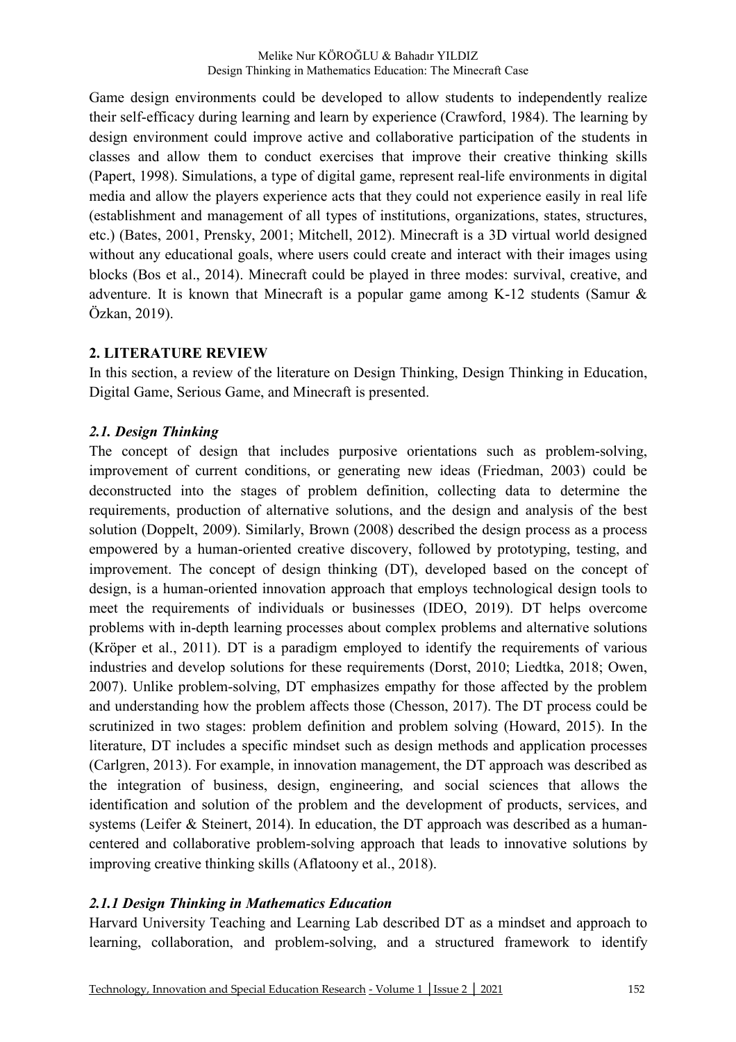Game design environments could be developed to allow students to independently realize their self-efficacy during learning and learn by experience (Crawford, 1984). The learning by design environment could improve active and collaborative participation of the students in classes and allow them to conduct exercises that improve their creative thinking skills (Papert, 1998). Simulations, a type of digital game, represent real-life environments in digital media and allow the players experience acts that they could not experience easily in real life (establishment and management of all types of institutions, organizations, states, structures, etc.) (Bates, 2001, Prensky, 2001; Mitchell, 2012). Minecraft is a 3D virtual world designed without any educational goals, where users could create and interact with their images using blocks (Bos et al., 2014). Minecraft could be played in three modes: survival, creative, and adventure. It is known that Minecraft is a popular game among K-12 students (Samur & Özkan, 2019).

## 2. LITERATURE REVIEW

In this section, a review of the literature on Design Thinking, Design Thinking in Education, Digital Game, Serious Game, and Minecraft is presented.

### *2.1. Design Thinking*

The concept of design that includes purposive orientations such as problem-solving, improvement of current conditions, or generating new ideas (Friedman, 2003) could be deconstructed into the stages of problem definition, collecting data to determine the requirements, production of alternative solutions, and the design and analysis of the best solution (Doppelt, 2009). Similarly, Brown (2008) described the design process as a process empowered by a human-oriented creative discovery, followed by prototyping, testing, and improvement. The concept of design thinking (DT), developed based on the concept of design, is a human-oriented innovation approach that employs technological design tools to meet the requirements of individuals or businesses (IDEO, 2019). DT helps overcome problems with in-depth learning processes about complex problems and alternative solutions (Kröper et al., 2011). DT is a paradigm employed to identify the requirements of various industries and develop solutions for these requirements (Dorst, 2010; Liedtka, 2018; Owen, 2007). Unlike problem-solving, DT emphasizes empathy for those affected by the problem and understanding how the problem affects those (Chesson, 2017). The DT process could be scrutinized in two stages: problem definition and problem solving (Howard, 2015). In the literature, DT includes a specific mindset such as design methods and application processes (Carlgren, 2013). For example, in innovation management, the DT approach was described as the integration of business, design, engineering, and social sciences that allows the identification and solution of the problem and the development of products, services, and systems (Leifer & Steinert, 2014). In education, the DT approach was described as a human-centered and collaborative problem-solving approach that leads to innovative solutions by improving creative thinking skills (Aflatoony et al., 2018).

#### *2.1.1 Design Thinking in Mathematics Education*

Harvard University Teaching and Learning Lab described DT as a mindset and approach to learning, collaboration, and problem-solving, and a structured framework to identify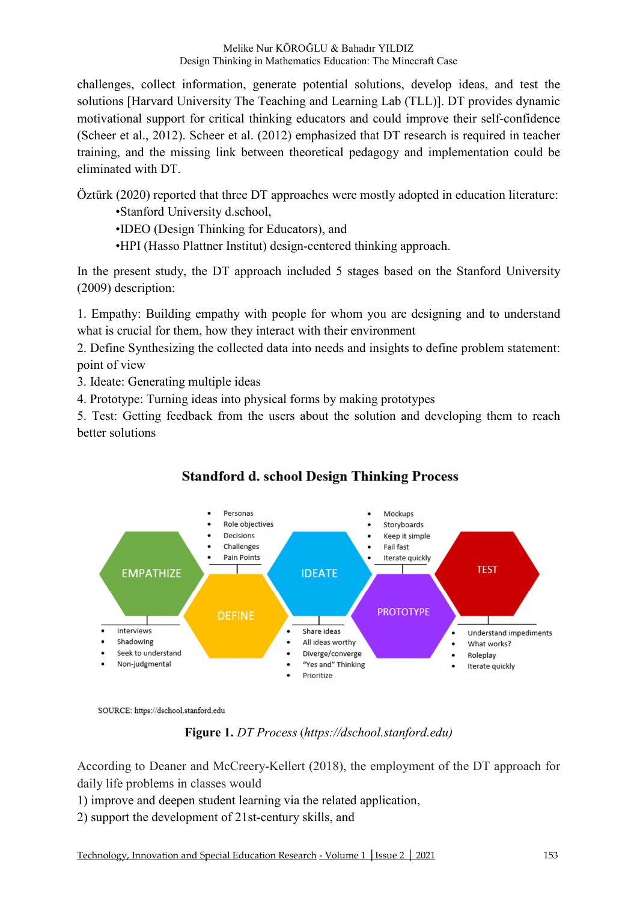challenges, collect information, generate potential solutions, develop ideas, and test the solutions [Harvard University The Teaching and Learning Lab (TLL)]. DT provides dynamic motivational support for critical thinking educators and could improve their self-confidence (Scheer et al., 2012). Scheer et al. (2012) emphasized that DT research is required in teacher training, and the missing link between theoretical pedagogy and implementation could be eliminated with DT.

Öztürk (2020) reported that three DT approaches were mostly adopted in education literature:

- •Stanford University d.school,
- •IDEO (Design Thinking for Educators), and
- •HPI (Hasso Plattner Institut) design-centered thinking approach.

In the present study, the DT approach included 5 stages based on the Stanford University (2009) description:

1. Empathy: Building empathy with people for whom you are designing and to understand what is crucial for them, how they interact with their environment
2. Define Synthesizing the collected data into needs and insights to define problem statement: point of view
3. Ideate: Generating multiple ideas
4. Prototype: Turning ideas into physical forms by making prototypes
5. Test: Getting feedback from the users about the solution and developing them to reach better solutions

**Standford d. school Design Thinking Process**

- EMPATHIZE: Interviews, Shadowing, Seek to understand, Non-judgmental
- DEFINE: Personas, Role objectives, Decisions, Challenges, Pain Points
- IDEATE: Share ideas, All ideas worthy, Diverge/converge, "Yes and" Thinking, Prioritize
- PROTOTYPE: Mockups, Storyboards, Keep it simple, Fail fast, Iterate quickly
- TEST: Understand impediments, What works?, Roleplay, Iterate quickly

SOURCE: https://dschool.stanford.edu

**Figure 1.** *DT Process* (*https://dschool.stanford.edu)*

According to Deaner and McCreery-Kellert (2018), the employment of the DT approach for daily life problems in classes would

1) improve and deepen student learning via the related application,
2) support the development of 21st-century skills, and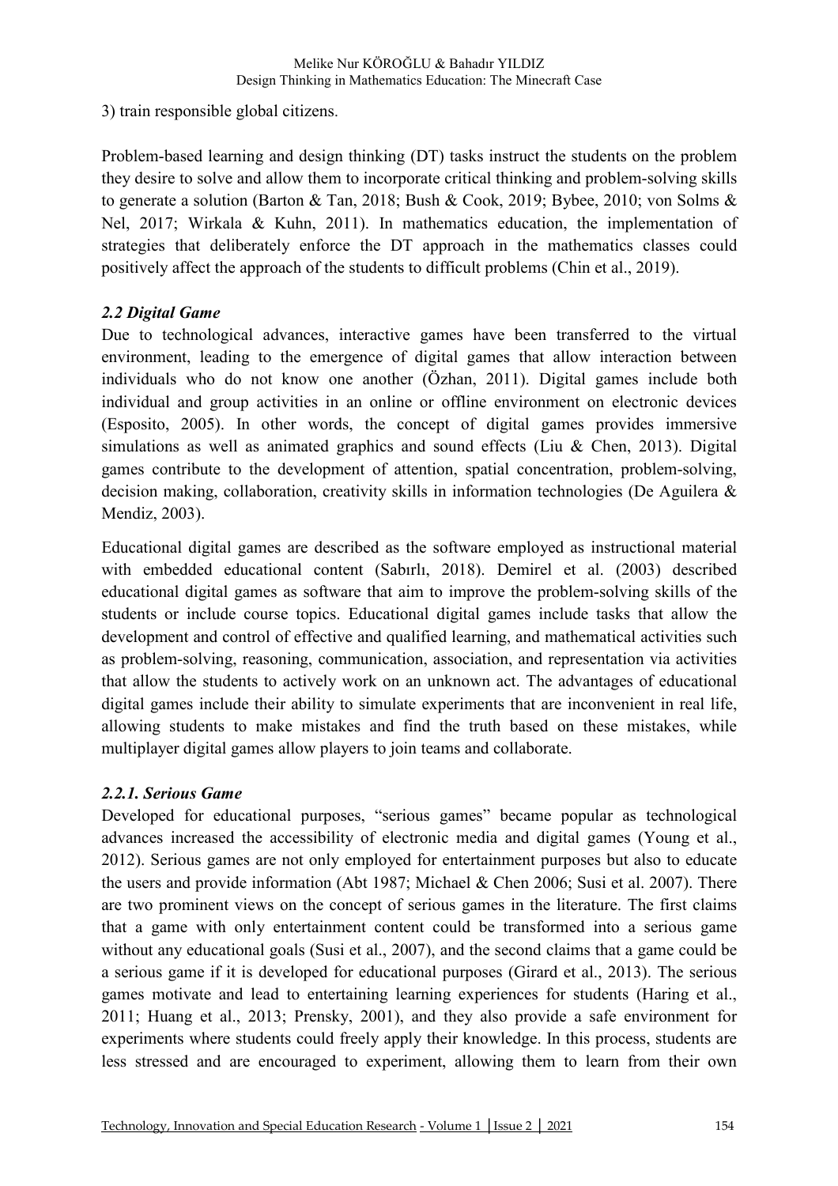3) train responsible global citizens.

Problem-based learning and design thinking (DT) tasks instruct the students on the problem they desire to solve and allow them to incorporate critical thinking and problem-solving skills to generate a solution (Barton & Tan, 2018; Bush & Cook, 2019; Bybee, 2010; von Solms & Nel, 2017; Wirkala & Kuhn, 2011). In mathematics education, the implementation of strategies that deliberately enforce the DT approach in the mathematics classes could positively affect the approach of the students to difficult problems (Chin et al., 2019).

### *2.2 Digital Game*

Due to technological advances, interactive games have been transferred to the virtual environment, leading to the emergence of digital games that allow interaction between individuals who do not know one another (Özhan, 2011). Digital games include both individual and group activities in an online or offline environment on electronic devices (Esposito, 2005). In other words, the concept of digital games provides immersive simulations as well as animated graphics and sound effects (Liu & Chen, 2013). Digital games contribute to the development of attention, spatial concentration, problem-solving, decision making, collaboration, creativity skills in information technologies (De Aguilera & Mendiz, 2003).

Educational digital games are described as the software employed as instructional material with embedded educational content (Sabırlı, 2018). Demirel et al. (2003) described educational digital games as software that aim to improve the problem-solving skills of the students or include course topics. Educational digital games include tasks that allow the development and control of effective and qualified learning, and mathematical activities such as problem-solving, reasoning, communication, association, and representation via activities that allow the students to actively work on an unknown act. The advantages of educational digital games include their ability to simulate experiments that are inconvenient in real life, allowing students to make mistakes and find the truth based on these mistakes, while multiplayer digital games allow players to join teams and collaborate.

#### *2.2.1. Serious Game*

Developed for educational purposes, "serious games" became popular as technological advances increased the accessibility of electronic media and digital games (Young et al., 2012). Serious games are not only employed for entertainment purposes but also to educate the users and provide information (Abt 1987; Michael & Chen 2006; Susi et al. 2007). There are two prominent views on the concept of serious games in the literature. The first claims that a game with only entertainment content could be transformed into a serious game without any educational goals (Susi et al., 2007), and the second claims that a game could be a serious game if it is developed for educational purposes (Girard et al., 2013). The serious games motivate and lead to entertaining learning experiences for students (Haring et al., 2011; Huang et al., 2013; Prensky, 2001), and they also provide a safe environment for experiments where students could freely apply their knowledge. In this process, students are less stressed and are encouraged to experiment, allowing them to learn from their own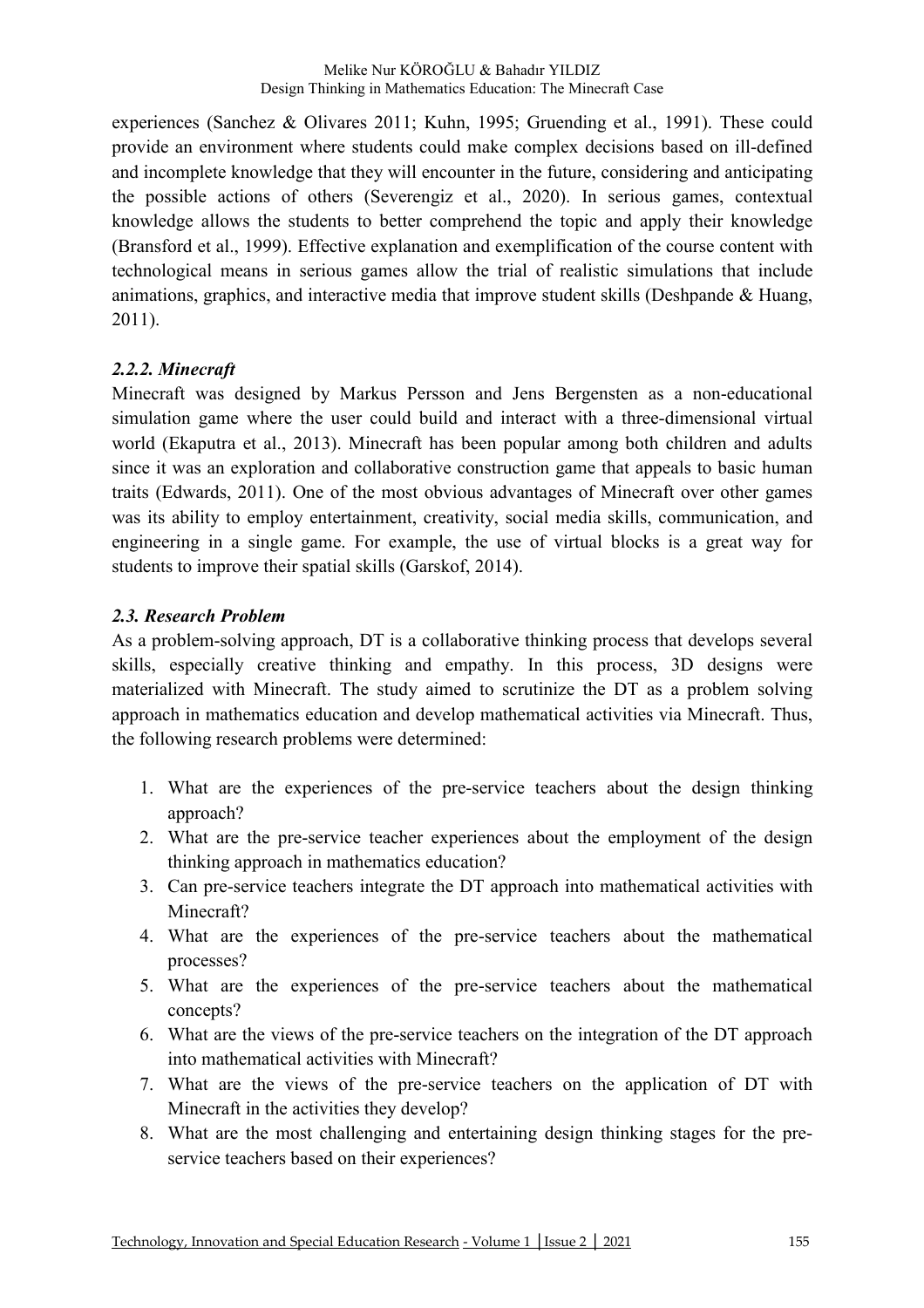experiences (Sanchez & Olivares 2011; Kuhn, 1995; Gruending et al., 1991). These could provide an environment where students could make complex decisions based on ill-defined and incomplete knowledge that they will encounter in the future, considering and anticipating the possible actions of others (Severengiz et al., 2020). In serious games, contextual knowledge allows the students to better comprehend the topic and apply their knowledge (Bransford et al., 1999). Effective explanation and exemplification of the course content with technological means in serious games allow the trial of realistic simulations that include animations, graphics, and interactive media that improve student skills (Deshpande & Huang, 2011).

#### *2.2.2. Minecraft*

Minecraft was designed by Markus Persson and Jens Bergensten as a non-educational simulation game where the user could build and interact with a three-dimensional virtual world (Ekaputra et al., 2013). Minecraft has been popular among both children and adults since it was an exploration and collaborative construction game that appeals to basic human traits (Edwards, 2011). One of the most obvious advantages of Minecraft over other games was its ability to employ entertainment, creativity, social media skills, communication, and engineering in a single game. For example, the use of virtual blocks is a great way for students to improve their spatial skills (Garskof, 2014).

### *2.3. Research Problem*

As a problem-solving approach, DT is a collaborative thinking process that develops several skills, especially creative thinking and empathy. In this process, 3D designs were materialized with Minecraft. The study aimed to scrutinize the DT as a problem solving approach in mathematics education and develop mathematical activities via Minecraft. Thus, the following research problems were determined:

1. What are the experiences of the pre-service teachers about the design thinking approach?
2. What are the pre-service teacher experiences about the employment of the design thinking approach in mathematics education?
3. Can pre-service teachers integrate the DT approach into mathematical activities with Minecraft?
4. What are the experiences of the pre-service teachers about the mathematical processes?
5. What are the experiences of the pre-service teachers about the mathematical concepts?
6. What are the views of the pre-service teachers on the integration of the DT approach into mathematical activities with Minecraft?
7. What are the views of the pre-service teachers on the application of DT with Minecraft in the activities they develop?
8. What are the most challenging and entertaining design thinking stages for the pre-service teachers based on their experiences?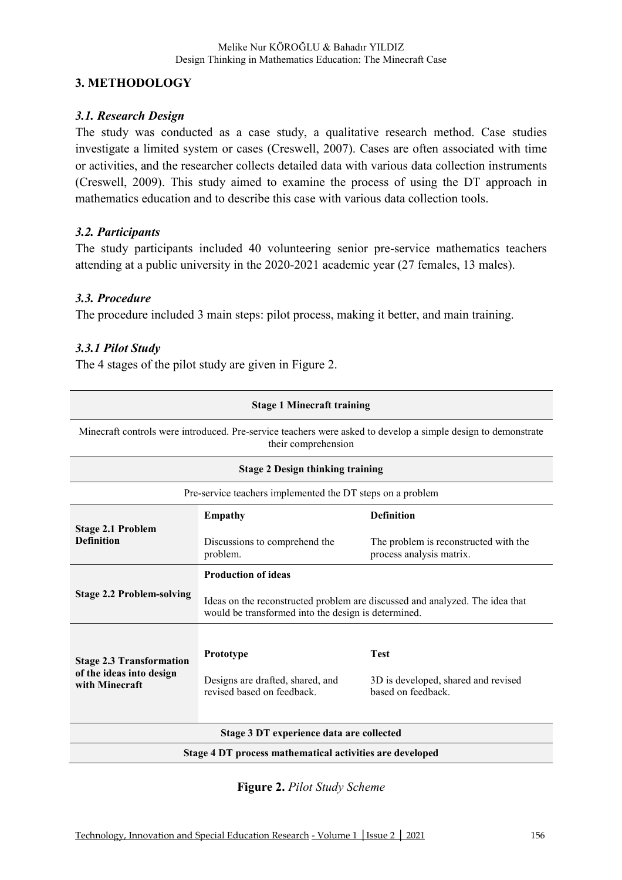## 3. METHODOLOGY

### *3.1. Research Design*

The study was conducted as a case study, a qualitative research method. Case studies investigate a limited system or cases (Creswell, 2007). Cases are often associated with time or activities, and the researcher collects detailed data with various data collection instruments (Creswell, 2009). This study aimed to examine the process of using the DT approach in mathematics education and to describe this case with various data collection tools.

### *3.2. Participants*

The study participants included 40 volunteering senior pre-service mathematics teachers attending at a public university in the 2020-2021 academic year (27 females, 13 males).

### *3.3. Procedure*

The procedure included 3 main steps: pilot process, making it better, and main training.

### *3.3.1 Pilot Study*

The 4 stages of the pilot study are given in Figure 2.

| **Stage 1 Minecraft training** | | |
|---|---|---|
| Minecraft controls were introduced. Pre-service teachers were asked to develop a simple design to demonstrate their comprehension | | |
| **Stage 2 Design thinking training** | | |
| Pre-service teachers implemented the DT steps on a problem | | |
| **Stage 2.1 Problem Definition** | **Empathy**<br>Discussions to comprehend the problem. | **Definition**<br>The problem is reconstructed with the process analysis matrix. |
| **Stage 2.2 Problem-solving** | **Production of ideas**<br>Ideas on the reconstructed problem are discussed and analyzed. The idea that would be transformed into the design is determined. | |
| **Stage 2.3 Transformation of the ideas into design with Minecraft** | **Prototype**<br>Designs are drafted, shared, and revised based on feedback. | **Test**<br>3D is developed, shared and revised based on feedback. |
| **Stage 3 DT experience data are collected** | | |
| **Stage 4 DT process mathematical activities are developed** | | |

**Figure 2.** *Pilot Study Scheme*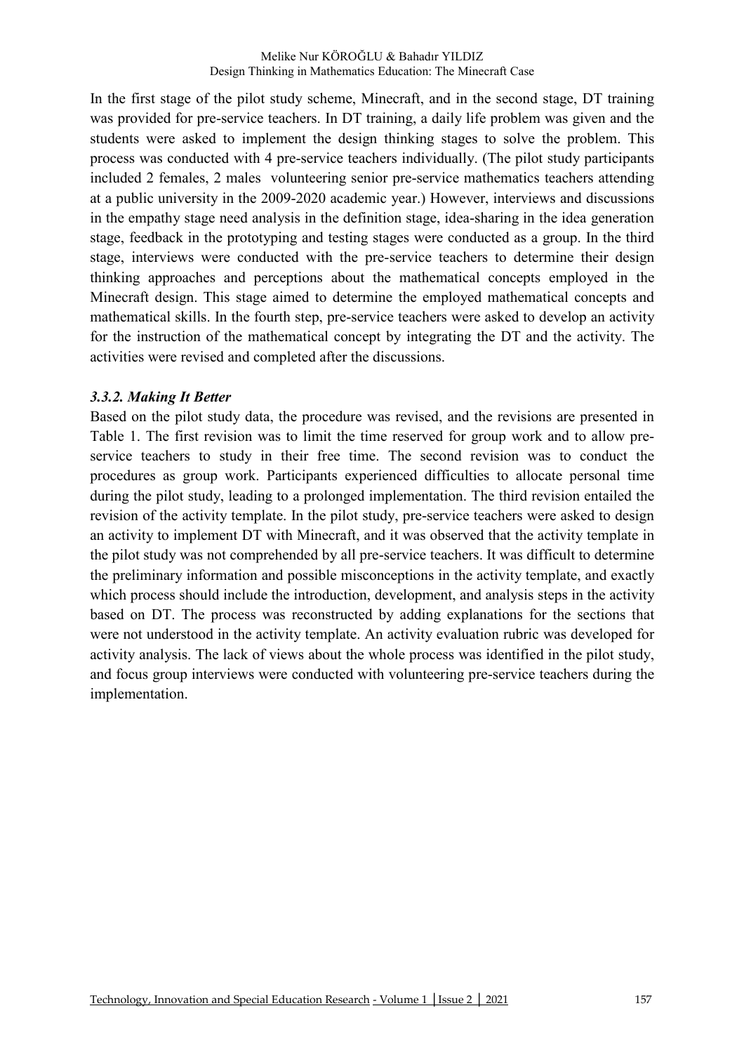In the first stage of the pilot study scheme, Minecraft, and in the second stage, DT training was provided for pre-service teachers. In DT training, a daily life problem was given and the students were asked to implement the design thinking stages to solve the problem. This process was conducted with 4 pre-service teachers individually. (The pilot study participants included 2 females, 2 males volunteering senior pre-service mathematics teachers attending at a public university in the 2009-2020 academic year.) However, interviews and discussions in the empathy stage need analysis in the definition stage, idea-sharing in the idea generation stage, feedback in the prototyping and testing stages were conducted as a group. In the third stage, interviews were conducted with the pre-service teachers to determine their design thinking approaches and perceptions about the mathematical concepts employed in the Minecraft design. This stage aimed to determine the employed mathematical concepts and mathematical skills. In the fourth step, pre-service teachers were asked to develop an activity for the instruction of the mathematical concept by integrating the DT and the activity. The activities were revised and completed after the discussions.

### *3.3.2. Making It Better*

Based on the pilot study data, the procedure was revised, and the revisions are presented in Table 1. The first revision was to limit the time reserved for group work and to allow pre-service teachers to study in their free time. The second revision was to conduct the procedures as group work. Participants experienced difficulties to allocate personal time during the pilot study, leading to a prolonged implementation. The third revision entailed the revision of the activity template. In the pilot study, pre-service teachers were asked to design an activity to implement DT with Minecraft, and it was observed that the activity template in the pilot study was not comprehended by all pre-service teachers. It was difficult to determine the preliminary information and possible misconceptions in the activity template, and exactly which process should include the introduction, development, and analysis steps in the activity based on DT. The process was reconstructed by adding explanations for the sections that were not understood in the activity template. An activity evaluation rubric was developed for activity analysis. The lack of views about the whole process was identified in the pilot study, and focus group interviews were conducted with volunteering pre-service teachers during the implementation.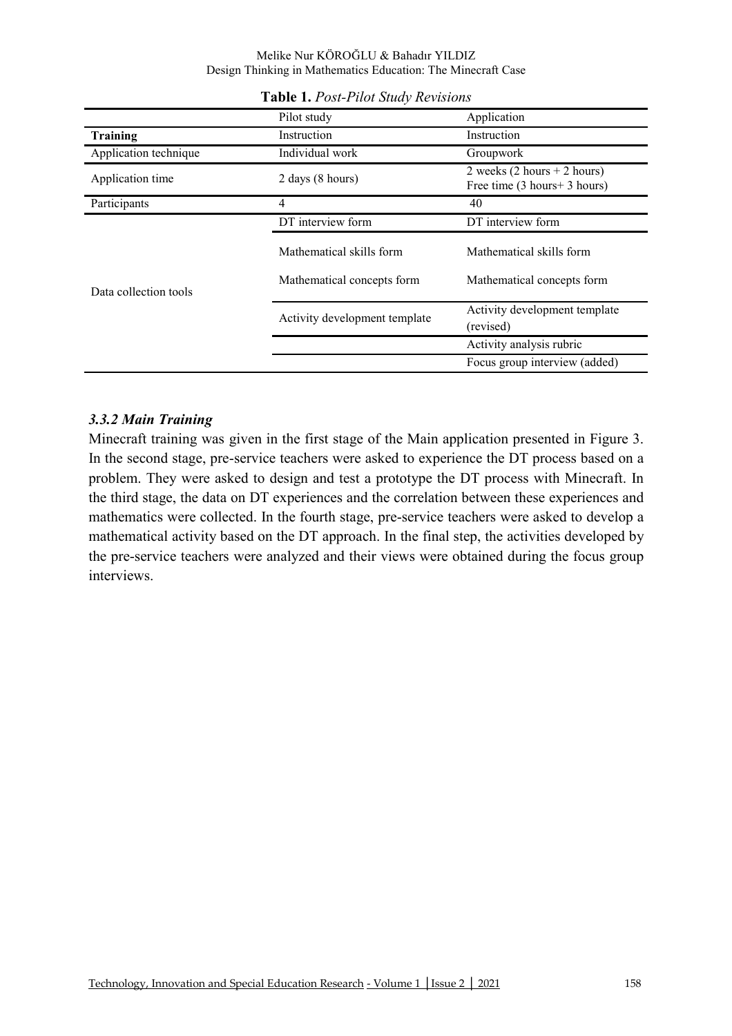**Table 1.** *Post-Pilot Study Revisions*

| | Pilot study | Application |
|---|---|---|
| **Training** | Instruction | Instruction |
| Application technique | Individual work | Groupwork |
| Application time | 2 days (8 hours) | 2 weeks (2 hours + 2 hours) Free time (3 hours+ 3 hours) |
| Participants | 4 | 40 |
| Data collection tools | DT interview form | DT interview form |
| | Mathematical skills form | Mathematical skills form |
| | Mathematical concepts form | Mathematical concepts form |
| | Activity development template | Activity development template (revised) |
| | | Activity analysis rubric |
| | | Focus group interview (added) |

### *3.3.2 Main Training*

Minecraft training was given in the first stage of the Main application presented in Figure 3. In the second stage, pre-service teachers were asked to experience the DT process based on a problem. They were asked to design and test a prototype the DT process with Minecraft. In the third stage, the data on DT experiences and the correlation between these experiences and mathematics were collected. In the fourth stage, pre-service teachers were asked to develop a mathematical activity based on the DT approach. In the final step, the activities developed by the pre-service teachers were analyzed and their views were obtained during the focus group interviews.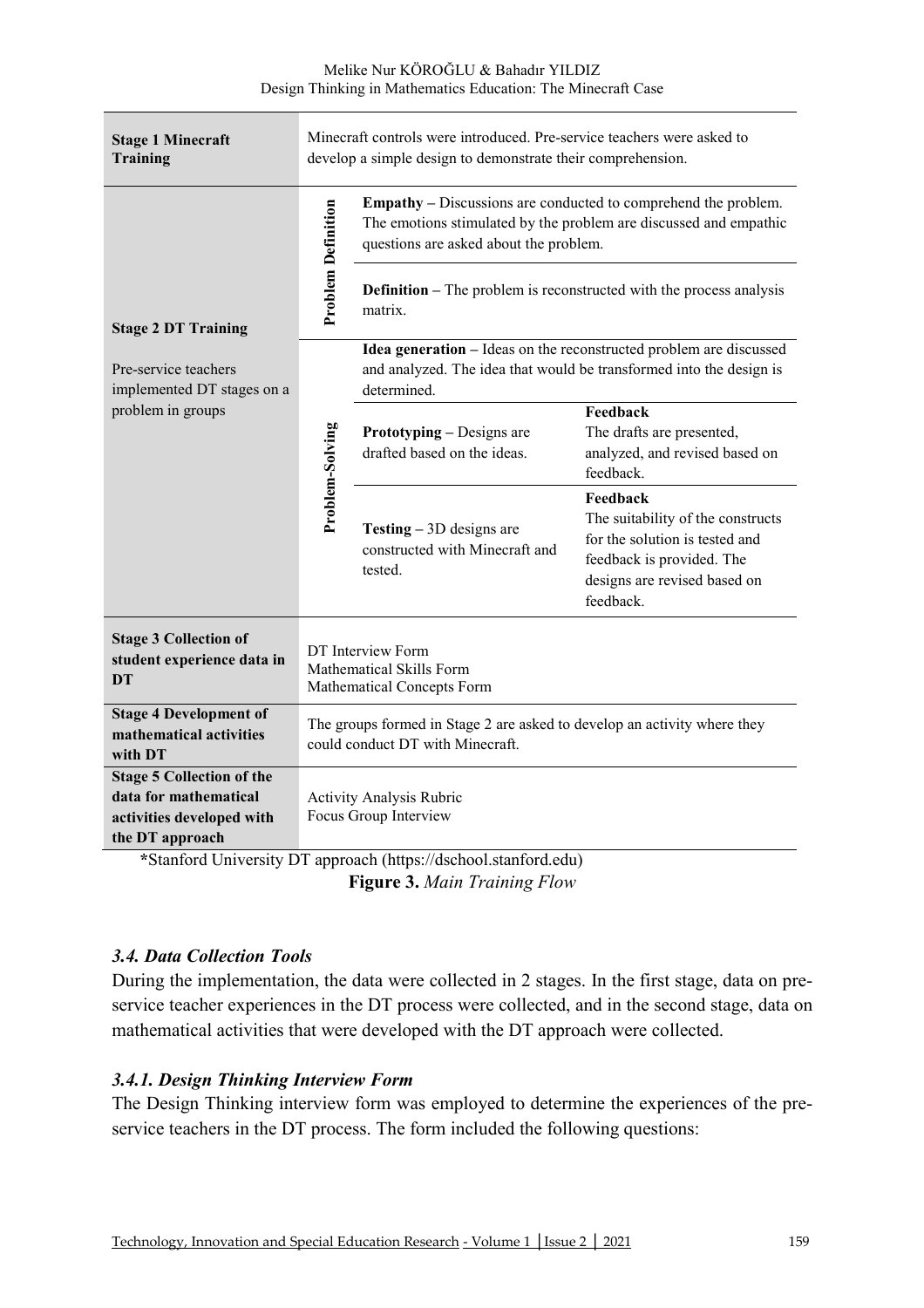| Stage | | | | |
|---|---|---|---|---|
| **Stage 1 Minecraft Training** | Minecraft controls were introduced. Pre-service teachers were asked to develop a simple design to demonstrate their comprehension. | | | |
| **Stage 2 DT Training**<br><br>Pre-service teachers implemented DT stages on a problem in groups | **Problem Definition** | **Empathy** – Discussions are conducted to comprehend the problem. The emotions stimulated by the problem are discussed and empathic questions are asked about the problem. | | |
| | | **Definition** – The problem is reconstructed with the process analysis matrix. | | |
| | **Problem-Solving** | **Idea generation** – Ideas on the reconstructed problem are discussed and analyzed. The idea that would be transformed into the design is determined. | | |
| | | **Prototyping** – Designs are drafted based on the ideas. | **Feedback**<br>The drafts are presented, analyzed, and revised based on feedback. | |
| | | **Testing** – 3D designs are constructed with Minecraft and tested. | **Feedback**<br>The suitability of the constructs for the solution is tested and feedback is provided. The designs are revised based on feedback. | |
| **Stage 3 Collection of student experience data in DT** | DT Interview Form<br>Mathematical Skills Form<br>Mathematical Concepts Form | | | |
| **Stage 4 Development of mathematical activities with DT** | The groups formed in Stage 2 are asked to develop an activity where they could conduct DT with Minecraft. | | | |
| **Stage 5 Collection of the data for mathematical activities developed with the DT approach** | Activity Analysis Rubric<br>Focus Group Interview | | | |

***Stanford University DT approach (https://dschool.stanford.edu)**

**Figure 3.** *Main Training Flow*

### *3.4. Data Collection Tools*

During the implementation, the data were collected in 2 stages. In the first stage, data on pre-service teacher experiences in the DT process were collected, and in the second stage, data on mathematical activities that were developed with the DT approach were collected.

#### *3.4.1. Design Thinking Interview Form*

The Design Thinking interview form was employed to determine the experiences of the pre-service teachers in the DT process. The form included the following questions: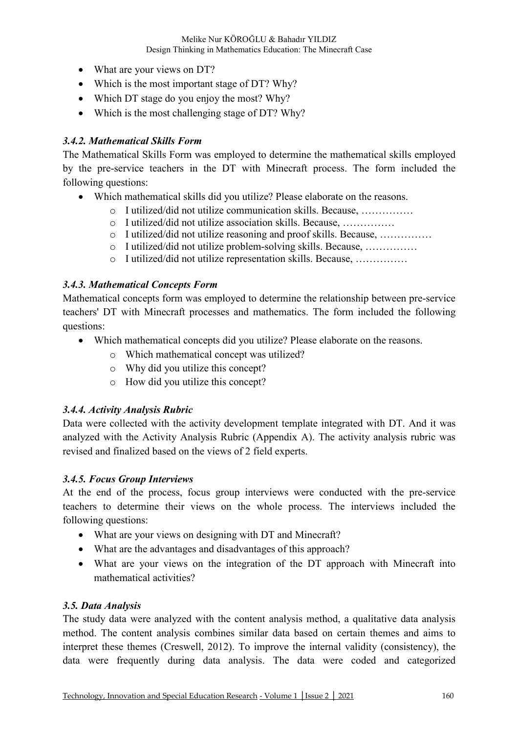- What are your views on DT?
- Which is the most important stage of DT? Why?
- Which DT stage do you enjoy the most? Why?
- Which is the most challenging stage of DT? Why?

### *3.4.2. Mathematical Skills Form*

The Mathematical Skills Form was employed to determine the mathematical skills employed by the pre-service teachers in the DT with Minecraft process. The form included the following questions:

- Which mathematical skills did you utilize? Please elaborate on the reasons.
    - I utilized/did not utilize communication skills. Because, ……………
    - I utilized/did not utilize association skills. Because, ……………
    - I utilized/did not utilize reasoning and proof skills. Because, ……………
    - I utilized/did not utilize problem-solving skills. Because, ……………
    - I utilized/did not utilize representation skills. Because, ……………

### *3.4.3. Mathematical Concepts Form*

Mathematical concepts form was employed to determine the relationship between pre-service teachers' DT with Minecraft processes and mathematics. The form included the following questions:

- Which mathematical concepts did you utilize? Please elaborate on the reasons.
    - Which mathematical concept was utilized?
    - Why did you utilize this concept?
    - How did you utilize this concept?

### *3.4.4. Activity Analysis Rubric*

Data were collected with the activity development template integrated with DT. And it was analyzed with the Activity Analysis Rubric (Appendix A). The activity analysis rubric was revised and finalized based on the views of 2 field experts.

### *3.4.5. Focus Group Interviews*

At the end of the process, focus group interviews were conducted with the pre-service teachers to determine their views on the whole process. The interviews included the following questions:

- What are your views on designing with DT and Minecraft?
- What are the advantages and disadvantages of this approach?
- What are your views on the integration of the DT approach with Minecraft into mathematical activities?

## *3.5. Data Analysis*

The study data were analyzed with the content analysis method, a qualitative data analysis method. The content analysis combines similar data based on certain themes and aims to interpret these themes (Creswell, 2012). To improve the internal validity (consistency), the data were frequently during data analysis. The data were coded and categorized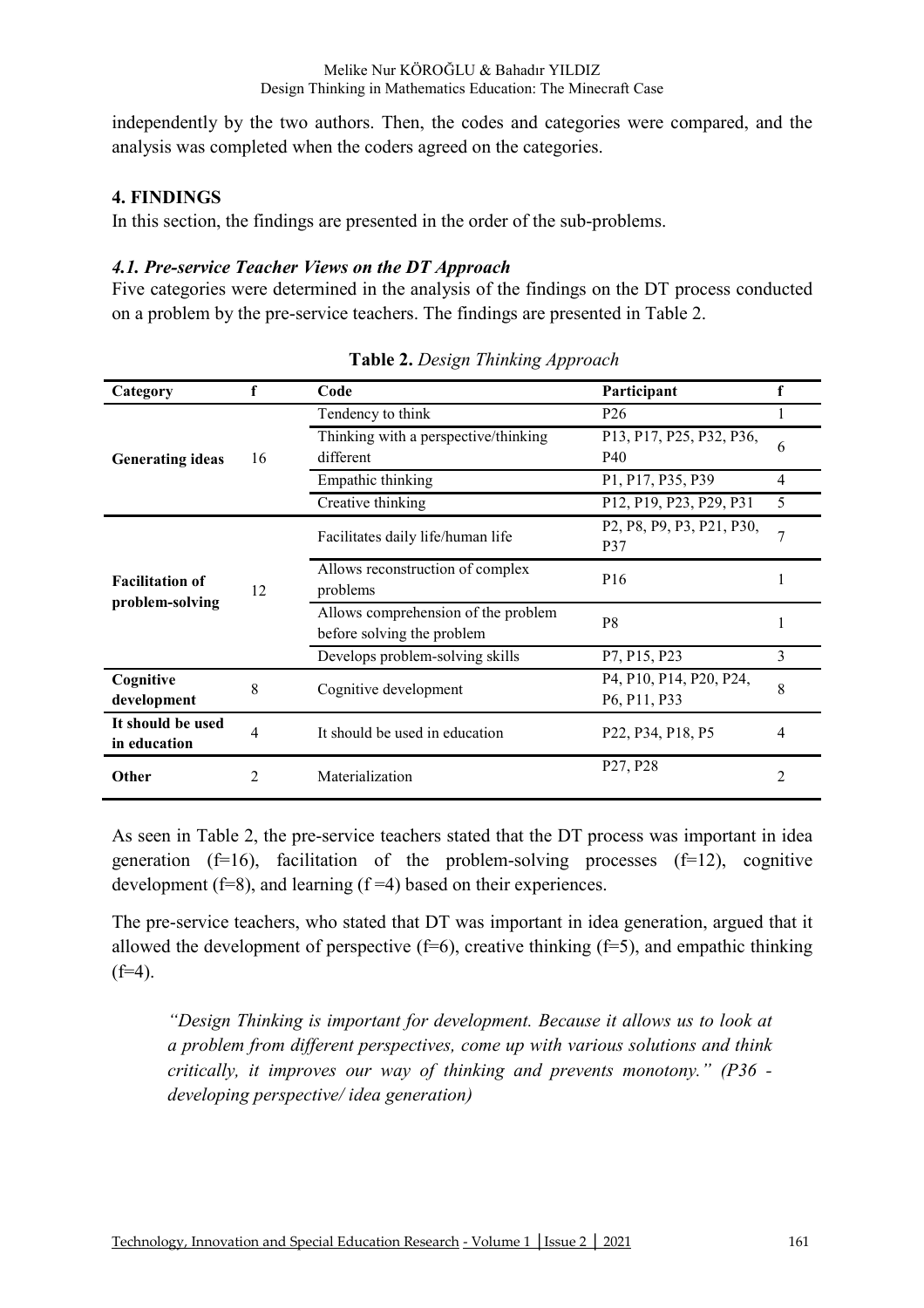independently by the two authors. Then, the codes and categories were compared, and the analysis was completed when the coders agreed on the categories.

## 4. FINDINGS

In this section, the findings are presented in the order of the sub-problems.

### *4.1. Pre-service Teacher Views on the DT Approach*

Five categories were determined in the analysis of the findings on the DT process conducted on a problem by the pre-service teachers. The findings are presented in Table 2.

**Table 2.** *Design Thinking Approach*

| Category | f | Code | Participant | f |
|---|---|---|---|---|
| **Generating ideas** | 16 | Tendency to think | P26 | 1 |
| | | Thinking with a perspective/thinking different | P13, P17, P25, P32, P36, P40 | 6 |
| | | Empathic thinking | P1, P17, P35, P39 | 4 |
| | | Creative thinking | P12, P19, P23, P29, P31 | 5 |
| **Facilitation of problem-solving** | 12 | Facilitates daily life/human life | P2, P8, P9, P3, P21, P30, P37 | 7 |
| | | Allows reconstruction of complex problems | P16 | 1 |
| | | Allows comprehension of the problem before solving the problem | P8 | 1 |
| | | Develops problem-solving skills | P7, P15, P23 | 3 |
| **Cognitive development** | 8 | Cognitive development | P4, P10, P14, P20, P24, P6, P11, P33 | 8 |
| **It should be used in education** | 4 | It should be used in education | P22, P34, P18, P5 | 4 |
| **Other** | 2 | Materialization | P27, P28 | 2 |

As seen in Table 2, the pre-service teachers stated that the DT process was important in idea generation (f=16), facilitation of the problem-solving processes (f=12), cognitive development (f=8), and learning (f =4) based on their experiences.

The pre-service teachers, who stated that DT was important in idea generation, argued that it allowed the development of perspective (f=6), creative thinking (f=5), and empathic thinking (f=4).

> *"Design Thinking is important for development. Because it allows us to look at a problem from different perspectives, come up with various solutions and think critically, it improves our way of thinking and prevents monotony." (P36 - developing perspective/ idea generation)*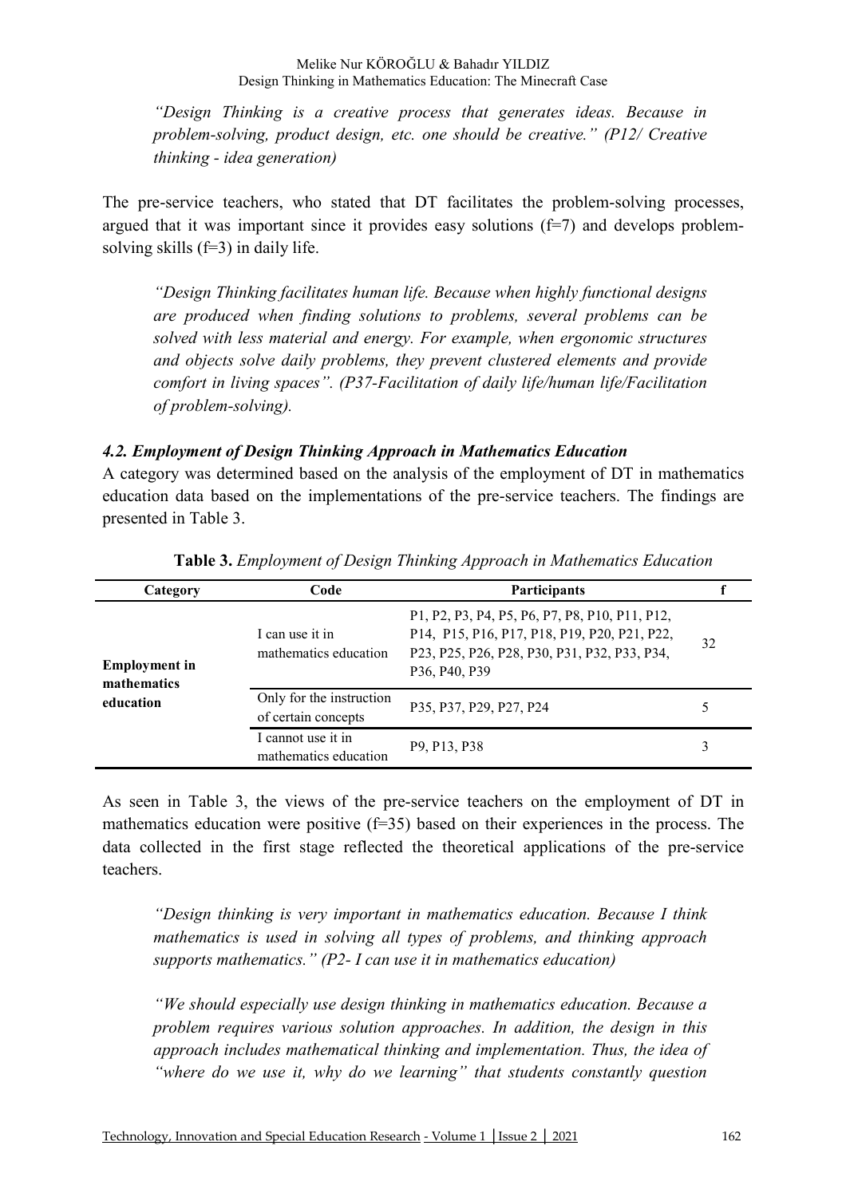*"Design Thinking is a creative process that generates ideas. Because in problem-solving, product design, etc. one should be creative." (P12/ Creative thinking - idea generation)*

The pre-service teachers, who stated that DT facilitates the problem-solving processes, argued that it was important since it provides easy solutions (f=7) and develops problem-solving skills (f=3) in daily life.

*"Design Thinking facilitates human life. Because when highly functional designs are produced when finding solutions to problems, several problems can be solved with less material and energy. For example, when ergonomic structures and objects solve daily problems, they prevent clustered elements and provide comfort in living spaces". (P37-Facilitation of daily life/human life/Facilitation of problem-solving).*

### *4.2. Employment of Design Thinking Approach in Mathematics Education*

A category was determined based on the analysis of the employment of DT in mathematics education data based on the implementations of the pre-service teachers. The findings are presented in Table 3.

**Table 3.** *Employment of Design Thinking Approach in Mathematics Education*

| Category | Code | Participants | f |
|---|---|---|---|
| **Employment in mathematics education** | I can use it in mathematics education | P1, P2, P3, P4, P5, P6, P7, P8, P10, P11, P12, P14, P15, P16, P17, P18, P19, P20, P21, P22, P23, P25, P26, P28, P30, P31, P32, P33, P34, P36, P40, P39 | 32 |
| | Only for the instruction of certain concepts | P35, P37, P29, P27, P24 | 5 |
| | I cannot use it in mathematics education | P9, P13, P38 | 3 |

As seen in Table 3, the views of the pre-service teachers on the employment of DT in mathematics education were positive (f=35) based on their experiences in the process. The data collected in the first stage reflected the theoretical applications of the pre-service teachers.

*"Design thinking is very important in mathematics education. Because I think mathematics is used in solving all types of problems, and thinking approach supports mathematics." (P2- I can use it in mathematics education)*

*"We should especially use design thinking in mathematics education. Because a problem requires various solution approaches. In addition, the design in this approach includes mathematical thinking and implementation. Thus, the idea of "where do we use it, why do we learning" that students constantly question*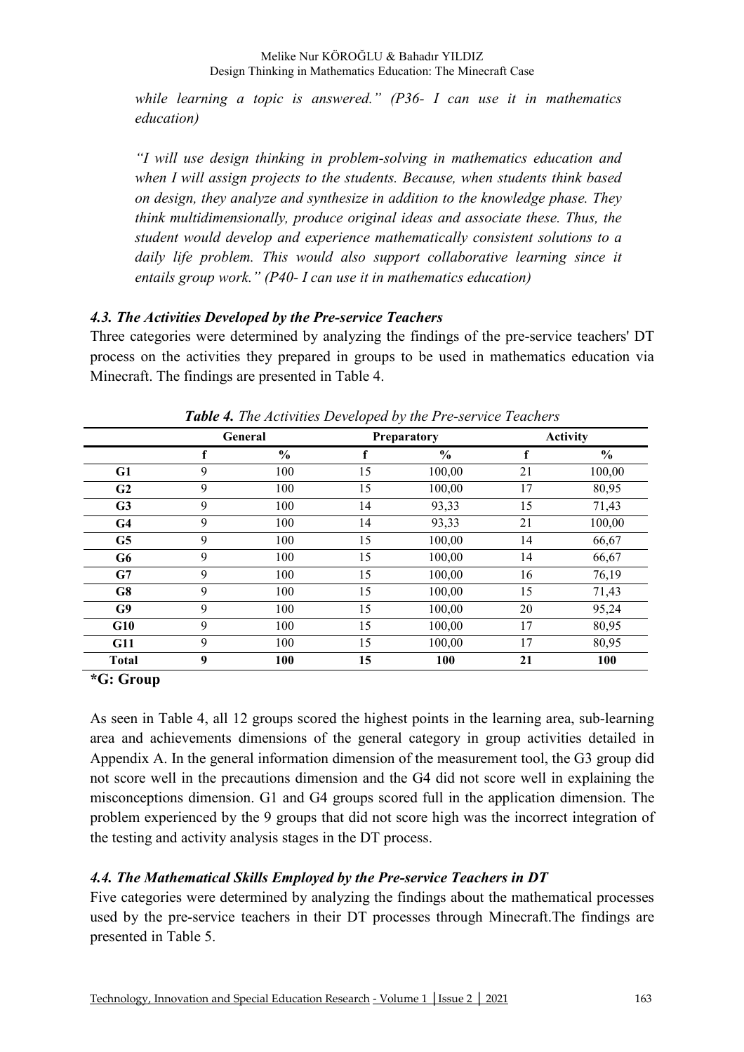*while learning a topic is answered." (P36- I can use it in mathematics education)*

*"I will use design thinking in problem-solving in mathematics education and when I will assign projects to the students. Because, when students think based on design, they analyze and synthesize in addition to the knowledge phase. They think multidimensionally, produce original ideas and associate these. Thus, the student would develop and experience mathematically consistent solutions to a daily life problem. This would also support collaborative learning since it entails group work." (P40- I can use it in mathematics education)*

### *4.3. The Activities Developed by the Pre-service Teachers*

Three categories were determined by analyzing the findings of the pre-service teachers' DT process on the activities they prepared in groups to be used in mathematics education via Minecraft. The findings are presented in Table 4.

***Table 4.*** *The Activities Developed by the Pre-service Teachers*

| | General | | Preparatory | | Activity | |
|---|---|---|---|---|---|---|
| | f | % | f | % | f | % |
| **G1** | 9 | 100 | 15 | 100,00 | 21 | 100,00 |
| **G2** | 9 | 100 | 15 | 100,00 | 17 | 80,95 |
| **G3** | 9 | 100 | 14 | 93,33 | 15 | 71,43 |
| **G4** | 9 | 100 | 14 | 93,33 | 21 | 100,00 |
| **G5** | 9 | 100 | 15 | 100,00 | 14 | 66,67 |
| **G6** | 9 | 100 | 15 | 100,00 | 14 | 66,67 |
| **G7** | 9 | 100 | 15 | 100,00 | 16 | 76,19 |
| **G8** | 9 | 100 | 15 | 100,00 | 15 | 71,43 |
| **G9** | 9 | 100 | 15 | 100,00 | 20 | 95,24 |
| **G10** | 9 | 100 | 15 | 100,00 | 17 | 80,95 |
| **G11** | 9 | 100 | 15 | 100,00 | 17 | 80,95 |
| **Total** | **9** | **100** | **15** | **100** | **21** | **100** |

**\*G: Group**

As seen in Table 4, all 12 groups scored the highest points in the learning area, sub-learning area and achievements dimensions of the general category in group activities detailed in Appendix A. In the general information dimension of the measurement tool, the G3 group did not score well in the precautions dimension and the G4 did not score well in explaining the misconceptions dimension. G1 and G4 groups scored full in the application dimension. The problem experienced by the 9 groups that did not score high was the incorrect integration of the testing and activity analysis stages in the DT process.

### *4.4. The Mathematical Skills Employed by the Pre-service Teachers in DT*

Five categories were determined by analyzing the findings about the mathematical processes used by the pre-service teachers in their DT processes through Minecraft.The findings are presented in Table 5.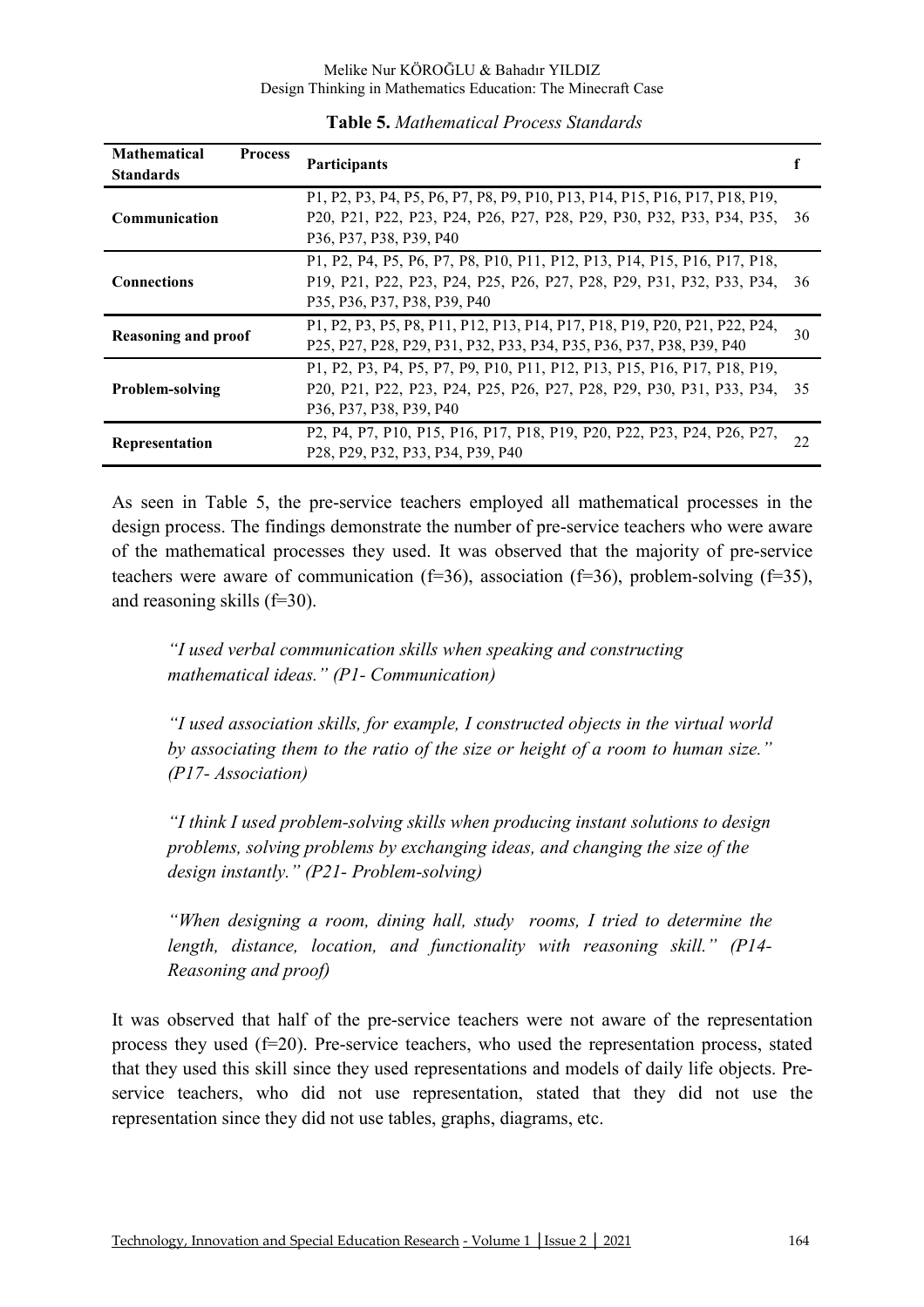**Table 5.** *Mathematical Process Standards*

| Mathematical Process Standards | Participants | f |
|---|---|---|
| **Communication** | P1, P2, P3, P4, P5, P6, P7, P8, P9, P10, P13, P14, P15, P16, P17, P18, P19, P20, P21, P22, P23, P24, P26, P27, P28, P29, P30, P32, P33, P34, P35, P36, P37, P38, P39, P40 | 36 |
| **Connections** | P1, P2, P4, P5, P6, P7, P8, P10, P11, P12, P13, P14, P15, P16, P17, P18, P19, P21, P22, P23, P24, P25, P26, P27, P28, P29, P31, P32, P33, P34, P35, P36, P37, P38, P39, P40 | 36 |
| **Reasoning and proof** | P1, P2, P3, P5, P8, P11, P12, P13, P14, P17, P18, P19, P20, P21, P22, P24, P25, P27, P28, P29, P31, P32, P33, P34, P35, P36, P37, P38, P39, P40 | 30 |
| **Problem-solving** | P1, P2, P3, P4, P5, P7, P9, P10, P11, P12, P13, P15, P16, P17, P18, P19, P20, P21, P22, P23, P24, P25, P26, P27, P28, P29, P30, P31, P33, P34, P36, P37, P38, P39, P40 | 35 |
| **Representation** | P2, P4, P7, P10, P15, P16, P17, P18, P19, P20, P22, P23, P24, P26, P27, P28, P29, P32, P33, P34, P39, P40 | 22 |

As seen in Table 5, the pre-service teachers employed all mathematical processes in the design process. The findings demonstrate the number of pre-service teachers who were aware of the mathematical processes they used. It was observed that the majority of pre-service teachers were aware of communication (f=36), association (f=36), problem-solving (f=35), and reasoning skills (f=30).

> *"I used verbal communication skills when speaking and constructing mathematical ideas." (P1- Communication)*

> *"I used association skills, for example, I constructed objects in the virtual world by associating them to the ratio of the size or height of a room to human size." (P17- Association)*

> *"I think I used problem-solving skills when producing instant solutions to design problems, solving problems by exchanging ideas, and changing the size of the design instantly." (P21- Problem-solving)*

> *"When designing a room, dining hall, study rooms, I tried to determine the length, distance, location, and functionality with reasoning skill." (P14- Reasoning and proof)*

It was observed that half of the pre-service teachers were not aware of the representation process they used (f=20). Pre-service teachers, who used the representation process, stated that they used this skill since they used representations and models of daily life objects. Pre-service teachers, who did not use representation, stated that they did not use the representation since they did not use tables, graphs, diagrams, etc.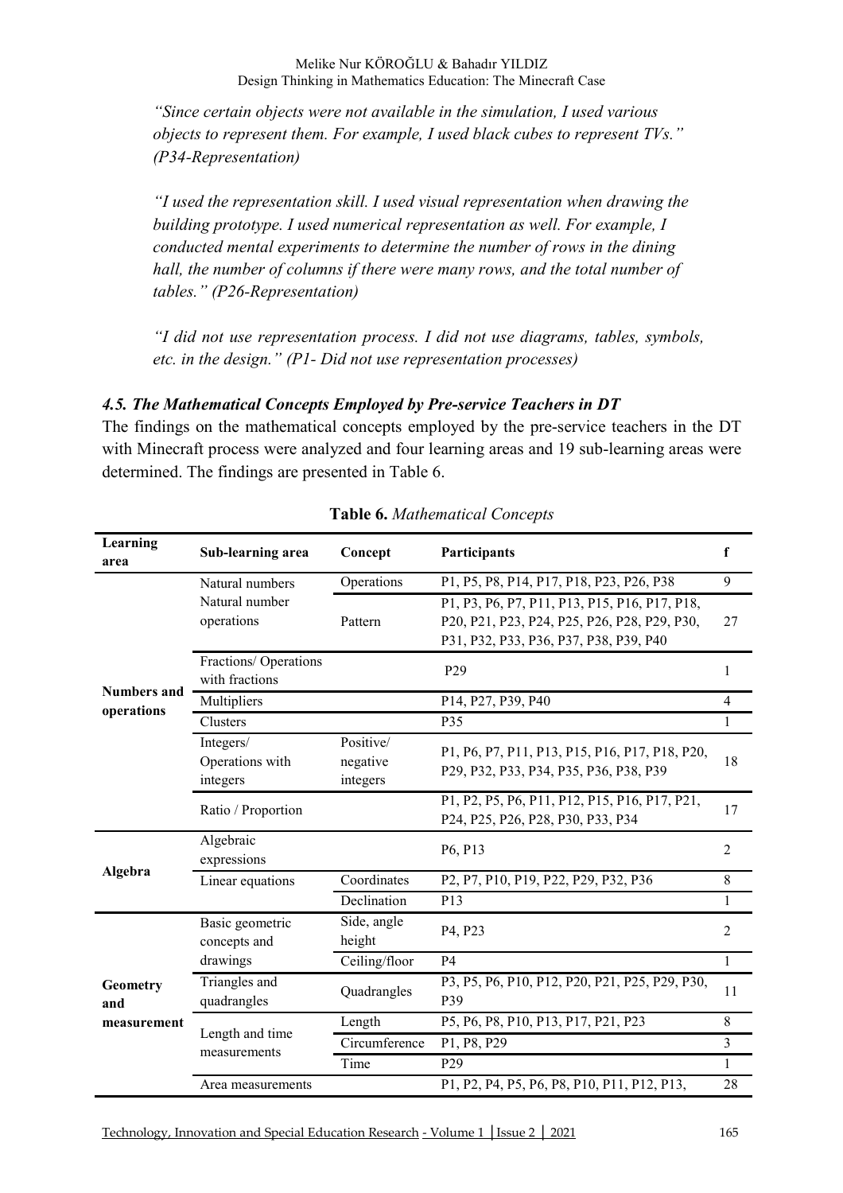*"Since certain objects were not available in the simulation, I used various objects to represent them. For example, I used black cubes to represent TVs." (P34-Representation)*

*"I used the representation skill. I used visual representation when drawing the building prototype. I used numerical representation as well. For example, I conducted mental experiments to determine the number of rows in the dining hall, the number of columns if there were many rows, and the total number of tables." (P26-Representation)*

*"I did not use representation process. I did not use diagrams, tables, symbols, etc. in the design." (P1- Did not use representation processes)*

### *4.5. The Mathematical Concepts Employed by Pre-service Teachers in DT*

The findings on the mathematical concepts employed by the pre-service teachers in the DT with Minecraft process were analyzed and four learning areas and 19 sub-learning areas were determined. The findings are presented in Table 6.

**Table 6.** *Mathematical Concepts*

| Learning area | Sub-learning area | Concept | Participants | f |
|---|---|---|---|---|
| Numbers and operations | Natural numbers Natural number operations | Operations | P1, P5, P8, P14, P17, P18, P23, P26, P38 | 9 |
| | | Pattern | P1, P3, P6, P7, P11, P13, P15, P16, P17, P18, P20, P21, P23, P24, P25, P26, P28, P29, P30, P31, P32, P33, P36, P37, P38, P39, P40 | 27 |
| | Fractions/ Operations with fractions | | P29 | 1 |
| | Multipliers | | P14, P27, P39, P40 | 4 |
| | Clusters | | P35 | 1 |
| | Integers/ Operations with integers | Positive/ negative integers | P1, P6, P7, P11, P13, P15, P16, P17, P18, P20, P29, P32, P33, P34, P35, P36, P38, P39 | 18 |
| | Ratio / Proportion | | P1, P2, P5, P6, P11, P12, P15, P16, P17, P21, P24, P25, P26, P28, P30, P33, P34 | 17 |
| Algebra | Algebraic expressions | | P6, P13 | 2 |
| | Linear equations | Coordinates | P2, P7, P10, P19, P22, P29, P32, P36 | 8 |
| | | Declination | P13 | 1 |
| Geometry and measurement | Basic geometric concepts and drawings | Side, angle height | P4, P23 | 2 |
| | | Ceiling/floor | P4 | 1 |
| | Triangles and quadrangles | Quadrangles | P3, P5, P6, P10, P12, P20, P21, P25, P29, P30, P39 | 11 |
| | Length and time measurements | Length | P5, P6, P8, P10, P13, P17, P21, P23 | 8 |
| | | Circumference | P1, P8, P29 | 3 |
| | | Time | P29 | 1 |
| | Area measurements | | P1, P2, P4, P5, P6, P8, P10, P11, P12, P13, | 28 |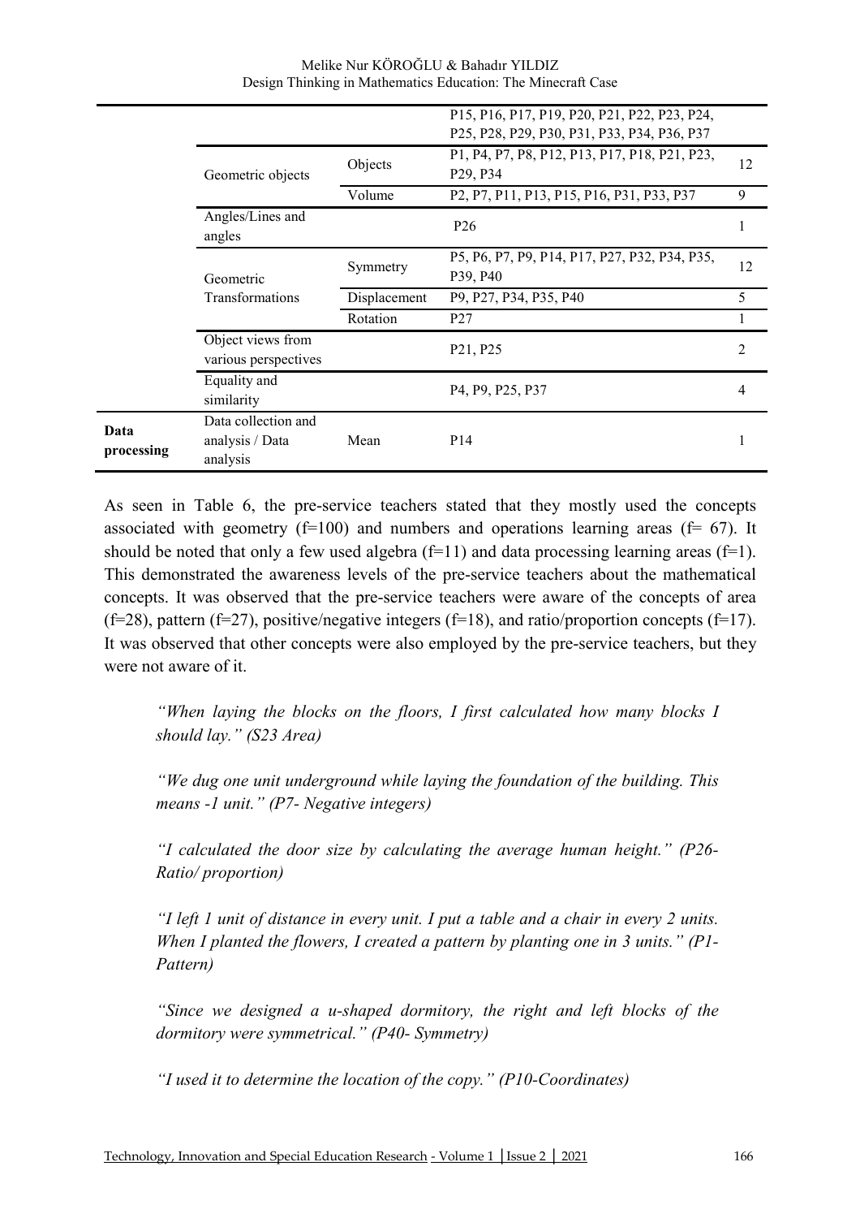| | | | P15, P16, P17, P19, P20, P21, P22, P23, P24, P25, P28, P29, P30, P31, P33, P34, P36, P37 | |
|---|---|---|---|---|
| | Geometric objects | Objects | P1, P4, P7, P8, P12, P13, P17, P18, P21, P23, P29, P34 | 12 |
| | | Volume | P2, P7, P11, P13, P15, P16, P31, P33, P37 | 9 |
| | Angles/Lines and angles | | P26 | 1 |
| | Geometric Transformations | Symmetry | P5, P6, P7, P9, P14, P17, P27, P32, P34, P35, P39, P40 | 12 |
| | | Displacement | P9, P27, P34, P35, P40 | 5 |
| | | Rotation | P27 | 1 |
| | Object views from various perspectives | | P21, P25 | 2 |
| | Equality and similarity | | P4, P9, P25, P37 | 4 |
| **Data processing** | Data collection and analysis / Data analysis | Mean | P14 | 1 |

As seen in Table 6, the pre-service teachers stated that they mostly used the concepts associated with geometry (f=100) and numbers and operations learning areas (f= 67). It should be noted that only a few used algebra (f=11) and data processing learning areas (f=1). This demonstrated the awareness levels of the pre-service teachers about the mathematical concepts. It was observed that the pre-service teachers were aware of the concepts of area (f=28), pattern (f=27), positive/negative integers (f=18), and ratio/proportion concepts (f=17). It was observed that other concepts were also employed by the pre-service teachers, but they were not aware of it.

> *"When laying the blocks on the floors, I first calculated how many blocks I should lay." (S23 Area)*
>
> *"We dug one unit underground while laying the foundation of the building. This means -1 unit." (P7- Negative integers)*
>
> *"I calculated the door size by calculating the average human height." (P26- Ratio/ proportion)*
>
> *"I left 1 unit of distance in every unit. I put a table and a chair in every 2 units. When I planted the flowers, I created a pattern by planting one in 3 units." (P1- Pattern)*
>
> *"Since we designed a u-shaped dormitory, the right and left blocks of the dormitory were symmetrical." (P40- Symmetry)*
>
> *"I used it to determine the location of the copy." (P10-Coordinates)*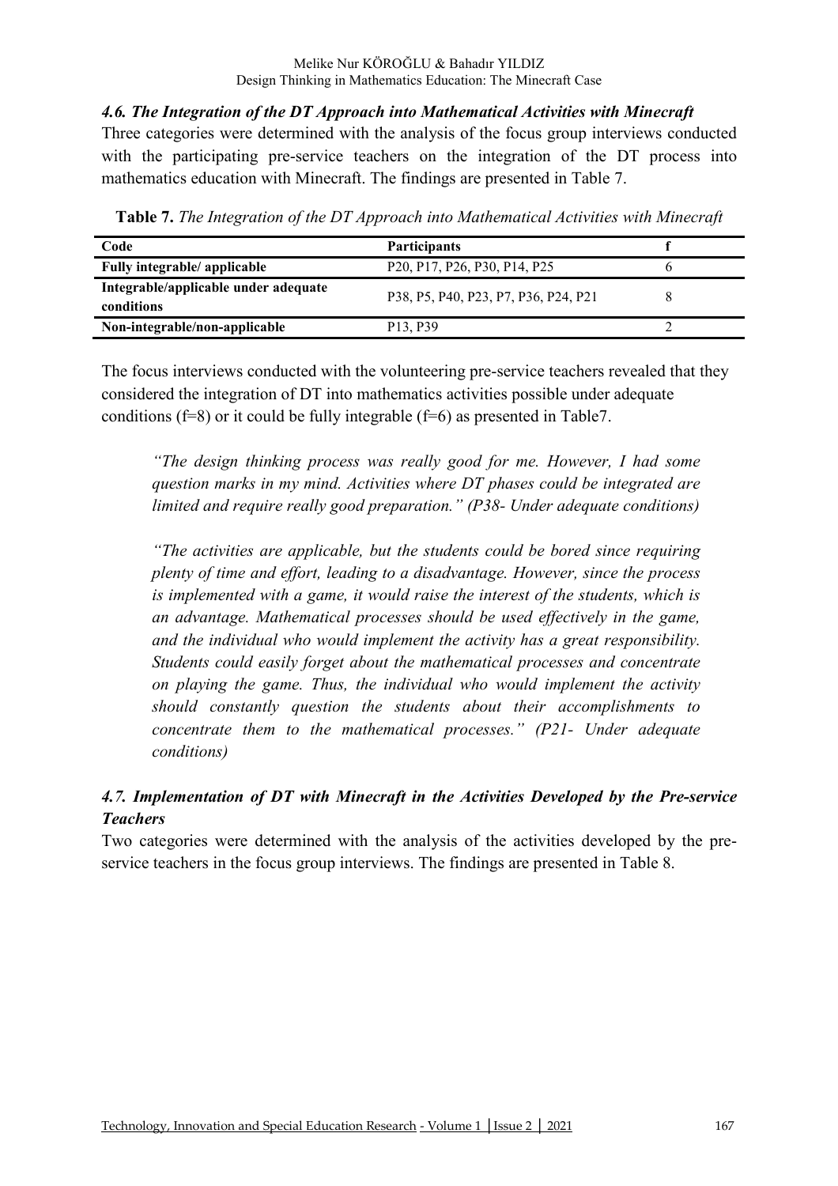### *4.6. The Integration of the DT Approach into Mathematical Activities with Minecraft*

Three categories were determined with the analysis of the focus group interviews conducted with the participating pre-service teachers on the integration of the DT process into mathematics education with Minecraft. The findings are presented in Table 7.

**Table 7.** *The Integration of the DT Approach into Mathematical Activities with Minecraft*

| Code | Participants | f |
|---|---|---|
| **Fully integrable/ applicable** | P20, P17, P26, P30, P14, P25 | 6 |
| **Integrable/applicable under adequate conditions** | P38, P5, P40, P23, P7, P36, P24, P21 | 8 |
| **Non-integrable/non-applicable** | P13, P39 | 2 |

The focus interviews conducted with the volunteering pre-service teachers revealed that they considered the integration of DT into mathematics activities possible under adequate conditions (f=8) or it could be fully integrable (f=6) as presented in Table7.

> *"The design thinking process was really good for me. However, I had some question marks in my mind. Activities where DT phases could be integrated are limited and require really good preparation." (P38- Under adequate conditions)*

> *"The activities are applicable, but the students could be bored since requiring plenty of time and effort, leading to a disadvantage. However, since the process is implemented with a game, it would raise the interest of the students, which is an advantage. Mathematical processes should be used effectively in the game, and the individual who would implement the activity has a great responsibility. Students could easily forget about the mathematical processes and concentrate on playing the game. Thus, the individual who would implement the activity should constantly question the students about their accomplishments to concentrate them to the mathematical processes." (P21- Under adequate conditions)*

### *4.7. Implementation of DT with Minecraft in the Activities Developed by the Pre-service Teachers*

Two categories were determined with the analysis of the activities developed by the pre-service teachers in the focus group interviews. The findings are presented in Table 8.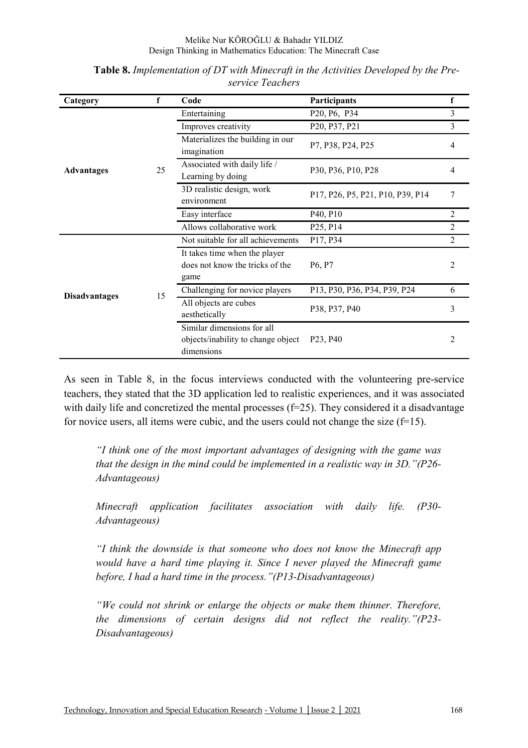**Table 8.** *Implementation of DT with Minecraft in the Activities Developed by the Pre-service Teachers*

| Category | f | Code | Participants | f |
|---|---|---|---|---|
| **Advantages** | 25 | Entertaining | P20, P6, P34 | 3 |
| | | Improves creativity | P20, P37, P21 | 3 |
| | | Materializes the building in our imagination | P7, P38, P24, P25 | 4 |
| | | Associated with daily life / Learning by doing | P30, P36, P10, P28 | 4 |
| | | 3D realistic design, work environment | P17, P26, P5, P21, P10, P39, P14 | 7 |
| | | Easy interface | P40, P10 | 2 |
| | | Allows collaborative work | P25, P14 | 2 |
| **Disadvantages** | 15 | Not suitable for all achievements | P17, P34 | 2 |
| | | It takes time when the player does not know the tricks of the game | P6, P7 | 2 |
| | | Challenging for novice players | P13, P30, P36, P34, P39, P24 | 6 |
| | | All objects are cubes aesthetically | P38, P37, P40 | 3 |
| | | Similar dimensions for all objects/inability to change object dimensions | P23, P40 | 2 |

As seen in Table 8, in the focus interviews conducted with the volunteering pre-service teachers, they stated that the 3D application led to realistic experiences, and it was associated with daily life and concretized the mental processes (f=25). They considered it a disadvantage for novice users, all items were cubic, and the users could not change the size (f=15).

> *"I think one of the most important advantages of designing with the game was that the design in the mind could be implemented in a realistic way in 3D."(P26-Advantageous)*

> *Minecraft application facilitates association with daily life. (P30-Advantageous)*

> *"I think the downside is that someone who does not know the Minecraft app would have a hard time playing it. Since I never played the Minecraft game before, I had a hard time in the process."(P13-Disadvantageous)*

> *"We could not shrink or enlarge the objects or make them thinner. Therefore, the dimensions of certain designs did not reflect the reality."(P23-Disadvantageous)*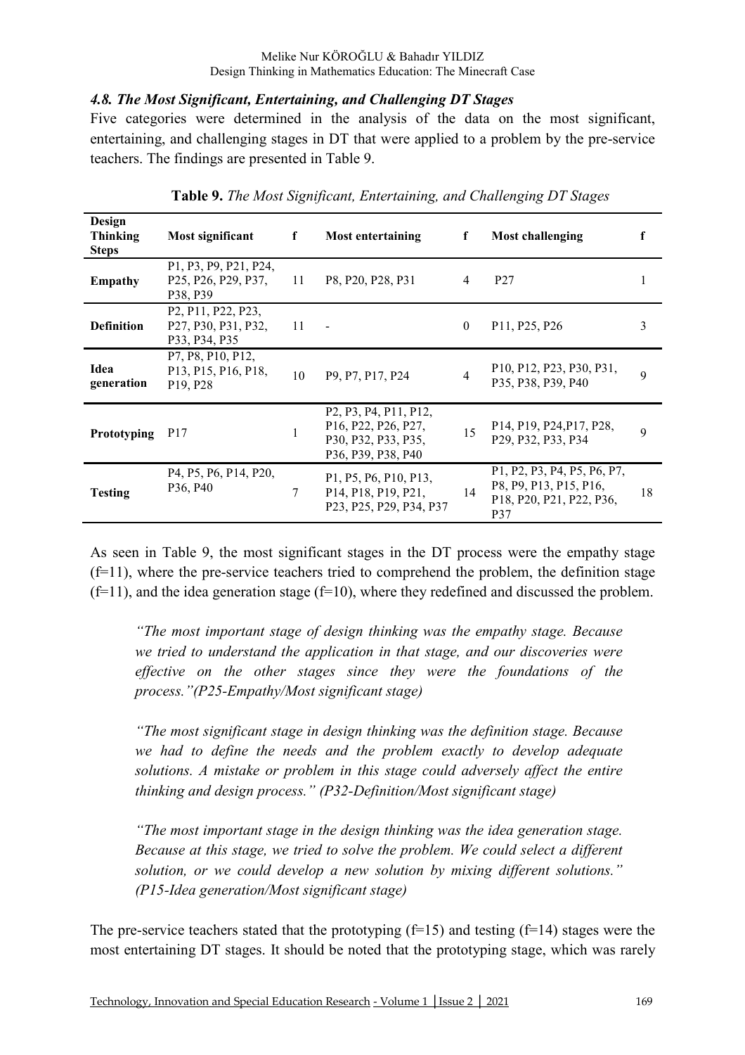### *4.8. The Most Significant, Entertaining, and Challenging DT Stages*

Five categories were determined in the analysis of the data on the most significant, entertaining, and challenging stages in DT that were applied to a problem by the pre-service teachers. The findings are presented in Table 9.

**Table 9.** *The Most Significant, Entertaining, and Challenging DT Stages*

| Design Thinking Steps | Most significant | f | Most entertaining | f | Most challenging | f |
|---|---|---|---|---|---|---|
| **Empathy** | P1, P3, P9, P21, P24, P25, P26, P29, P37, P38, P39 | 11 | P8, P20, P28, P31 | 4 | P27 | 1 |
| **Definition** | P2, P11, P22, P23, P27, P30, P31, P32, P33, P34, P35 | 11 | - | 0 | P11, P25, P26 | 3 |
| **Idea generation** | P7, P8, P10, P12, P13, P15, P16, P18, P19, P28 | 10 | P9, P7, P17, P24 | 4 | P10, P12, P23, P30, P31, P35, P38, P39, P40 | 9 |
| **Prototyping** | P17 | 1 | P2, P3, P4, P11, P12, P16, P22, P26, P27, P30, P32, P33, P35, P36, P39, P38, P40 | 15 | P14, P19, P24,P17, P28, P29, P32, P33, P34 | 9 |
| **Testing** | P4, P5, P6, P14, P20, P36, P40 | 7 | P1, P5, P6, P10, P13, P14, P18, P19, P21, P23, P25, P29, P34, P37 | 14 | P1, P2, P3, P4, P5, P6, P7, P8, P9, P13, P15, P16, P18, P20, P21, P22, P36, P37 | 18 |

As seen in Table 9, the most significant stages in the DT process were the empathy stage (f=11), where the pre-service teachers tried to comprehend the problem, the definition stage (f=11), and the idea generation stage (f=10), where they redefined and discussed the problem.

> *"The most important stage of design thinking was the empathy stage. Because we tried to understand the application in that stage, and our discoveries were effective on the other stages since they were the foundations of the process."(P25-Empathy/Most significant stage)*

> *"The most significant stage in design thinking was the definition stage. Because we had to define the needs and the problem exactly to develop adequate solutions. A mistake or problem in this stage could adversely affect the entire thinking and design process." (P32-Definition/Most significant stage)*

> *"The most important stage in the design thinking was the idea generation stage. Because at this stage, we tried to solve the problem. We could select a different solution, or we could develop a new solution by mixing different solutions." (P15-Idea generation/Most significant stage)*

The pre-service teachers stated that the prototyping (f=15) and testing (f=14) stages were the most entertaining DT stages. It should be noted that the prototyping stage, which was rarely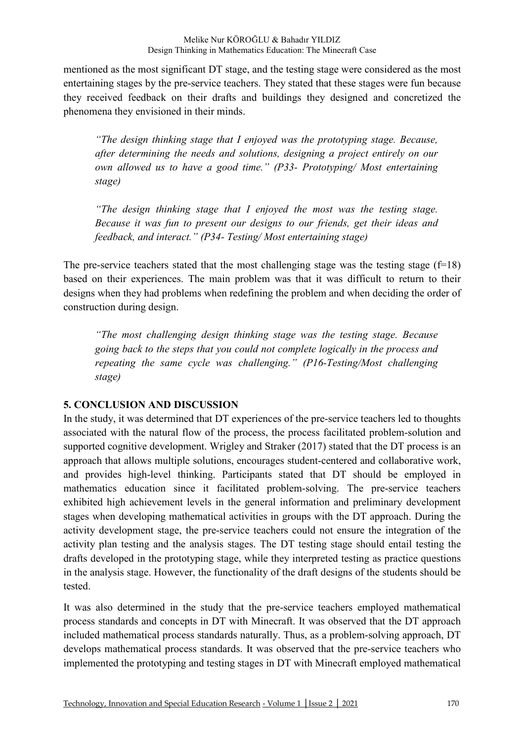mentioned as the most significant DT stage, and the testing stage were considered as the most entertaining stages by the pre-service teachers. They stated that these stages were fun because they received feedback on their drafts and buildings they designed and concretized the phenomena they envisioned in their minds.

> *"The design thinking stage that I enjoyed was the prototyping stage. Because, after determining the needs and solutions, designing a project entirely on our own allowed us to have a good time." (P33- Prototyping/ Most entertaining stage)*

> *"The design thinking stage that I enjoyed the most was the testing stage. Because it was fun to present our designs to our friends, get their ideas and feedback, and interact." (P34- Testing/ Most entertaining stage)*

The pre-service teachers stated that the most challenging stage was the testing stage (f=18) based on their experiences. The main problem was that it was difficult to return to their designs when they had problems when redefining the problem and when deciding the order of construction during design.

> *"The most challenging design thinking stage was the testing stage. Because going back to the steps that you could not complete logically in the process and repeating the same cycle was challenging." (P16-Testing/Most challenging stage)*

## 5. CONCLUSION AND DISCUSSION

In the study, it was determined that DT experiences of the pre-service teachers led to thoughts associated with the natural flow of the process, the process facilitated problem-solution and supported cognitive development. Wrigley and Straker (2017) stated that the DT process is an approach that allows multiple solutions, encourages student-centered and collaborative work, and provides high-level thinking. Participants stated that DT should be employed in mathematics education since it facilitated problem-solving. The pre-service teachers exhibited high achievement levels in the general information and preliminary development stages when developing mathematical activities in groups with the DT approach. During the activity development stage, the pre-service teachers could not ensure the integration of the activity plan testing and the analysis stages. The DT testing stage should entail testing the drafts developed in the prototyping stage, while they interpreted testing as practice questions in the analysis stage. However, the functionality of the draft designs of the students should be tested.

It was also determined in the study that the pre-service teachers employed mathematical process standards and concepts in DT with Minecraft. It was observed that the DT approach included mathematical process standards naturally. Thus, as a problem-solving approach, DT develops mathematical process standards. It was observed that the pre-service teachers who implemented the prototyping and testing stages in DT with Minecraft employed mathematical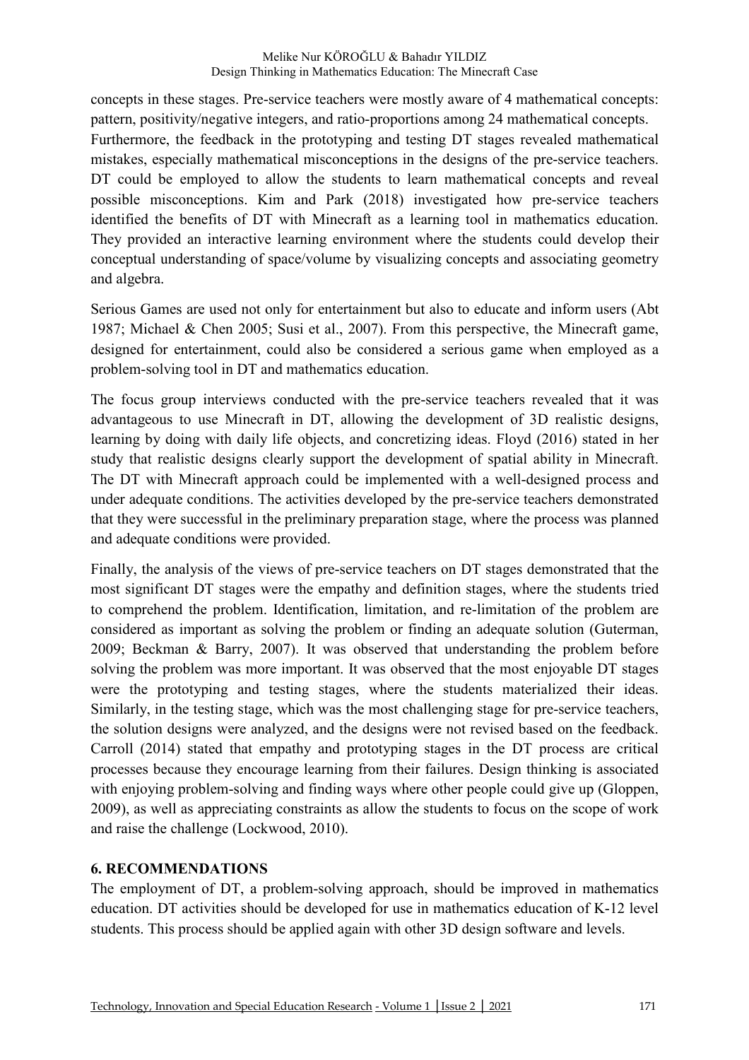concepts in these stages. Pre-service teachers were mostly aware of 4 mathematical concepts: pattern, positivity/negative integers, and ratio-proportions among 24 mathematical concepts. Furthermore, the feedback in the prototyping and testing DT stages revealed mathematical mistakes, especially mathematical misconceptions in the designs of the pre-service teachers. DT could be employed to allow the students to learn mathematical concepts and reveal possible misconceptions. Kim and Park (2018) investigated how pre-service teachers identified the benefits of DT with Minecraft as a learning tool in mathematics education. They provided an interactive learning environment where the students could develop their conceptual understanding of space/volume by visualizing concepts and associating geometry and algebra.

Serious Games are used not only for entertainment but also to educate and inform users (Abt 1987; Michael & Chen 2005; Susi et al., 2007). From this perspective, the Minecraft game, designed for entertainment, could also be considered a serious game when employed as a problem-solving tool in DT and mathematics education.

The focus group interviews conducted with the pre-service teachers revealed that it was advantageous to use Minecraft in DT, allowing the development of 3D realistic designs, learning by doing with daily life objects, and concretizing ideas. Floyd (2016) stated in her study that realistic designs clearly support the development of spatial ability in Minecraft. The DT with Minecraft approach could be implemented with a well-designed process and under adequate conditions. The activities developed by the pre-service teachers demonstrated that they were successful in the preliminary preparation stage, where the process was planned and adequate conditions were provided.

Finally, the analysis of the views of pre-service teachers on DT stages demonstrated that the most significant DT stages were the empathy and definition stages, where the students tried to comprehend the problem. Identification, limitation, and re-limitation of the problem are considered as important as solving the problem or finding an adequate solution (Guterman, 2009; Beckman & Barry, 2007). It was observed that understanding the problem before solving the problem was more important. It was observed that the most enjoyable DT stages were the prototyping and testing stages, where the students materialized their ideas. Similarly, in the testing stage, which was the most challenging stage for pre-service teachers, the solution designs were analyzed, and the designs were not revised based on the feedback. Carroll (2014) stated that empathy and prototyping stages in the DT process are critical processes because they encourage learning from their failures. Design thinking is associated with enjoying problem-solving and finding ways where other people could give up (Gloppen, 2009), as well as appreciating constraints as allow the students to focus on the scope of work and raise the challenge (Lockwood, 2010).

## 6. RECOMMENDATIONS

The employment of DT, a problem-solving approach, should be improved in mathematics education. DT activities should be developed for use in mathematics education of K-12 level students. This process should be applied again with other 3D design software and levels.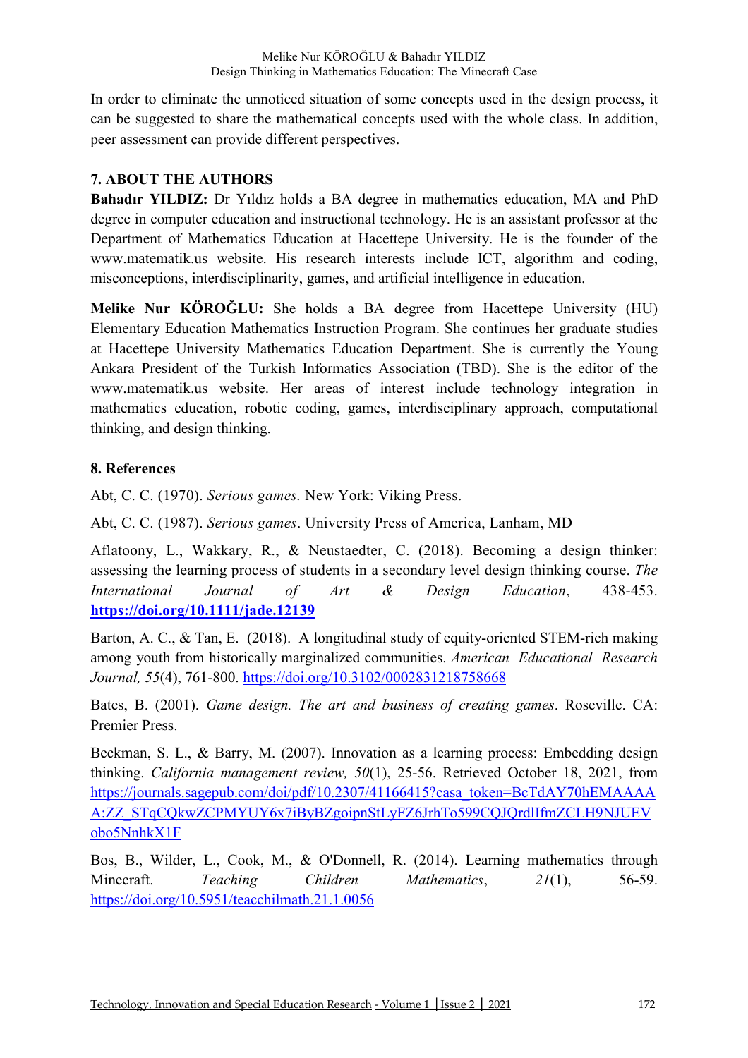In order to eliminate the unnoticed situation of some concepts used in the design process, it can be suggested to share the mathematical concepts used with the whole class. In addition, peer assessment can provide different perspectives.

## 7. ABOUT THE AUTHORS

**Bahadır YILDIZ:** Dr Yıldız holds a BA degree in mathematics education, MA and PhD degree in computer education and instructional technology. He is an assistant professor at the Department of Mathematics Education at Hacettepe University. He is the founder of the www.matematik.us website. His research interests include ICT, algorithm and coding, misconceptions, interdisciplinarity, games, and artificial intelligence in education.

**Melike Nur KÖROĞLU:** She holds a BA degree from Hacettepe University (HU) Elementary Education Mathematics Instruction Program. She continues her graduate studies at Hacettepe University Mathematics Education Department. She is currently the Young Ankara President of the Turkish Informatics Association (TBD). She is the editor of the www.matematik.us website. Her areas of interest include technology integration in mathematics education, robotic coding, games, interdisciplinary approach, computational thinking, and design thinking.

## 8. References

Abt, C. C. (1970). *Serious games.* New York: Viking Press.

Abt, C. C. (1987). *Serious games*. University Press of America, Lanham, MD

Aflatoony, L., Wakkary, R., & Neustaedter, C. (2018). Becoming a design thinker: assessing the learning process of students in a secondary level design thinking course. *The International Journal of Art & Design Education*, 438-453. **https://doi.org/10.1111/jade.12139**

Barton, A. C., & Tan, E. (2018). A longitudinal study of equity-oriented STEM-rich making among youth from historically marginalized communities. *American Educational Research Journal, 55*(4), 761-800. https://doi.org/10.3102/0002831218758668

Bates, B. (2001). *Game design. The art and business of creating games*. Roseville. CA: Premier Press.

Beckman, S. L., & Barry, M. (2007). Innovation as a learning process: Embedding design thinking. *California management review, 50*(1), 25-56. Retrieved October 18, 2021, from https://journals.sagepub.com/doi/pdf/10.2307/41166415?casa_token=BcTdAY70hEMAAAA:ZZ_STqCQkwZCPMYUY6x7iByBZgoipnStLyFZ6JrhTo599CQJQrdlIfmZCLH9NJUEVobo5NnhkX1F

Bos, B., Wilder, L., Cook, M., & O'Donnell, R. (2014). Learning mathematics through Minecraft. *Teaching Children Mathematics*, *21*(1), 56-59. https://doi.org/10.5951/teacchilmath.21.1.0056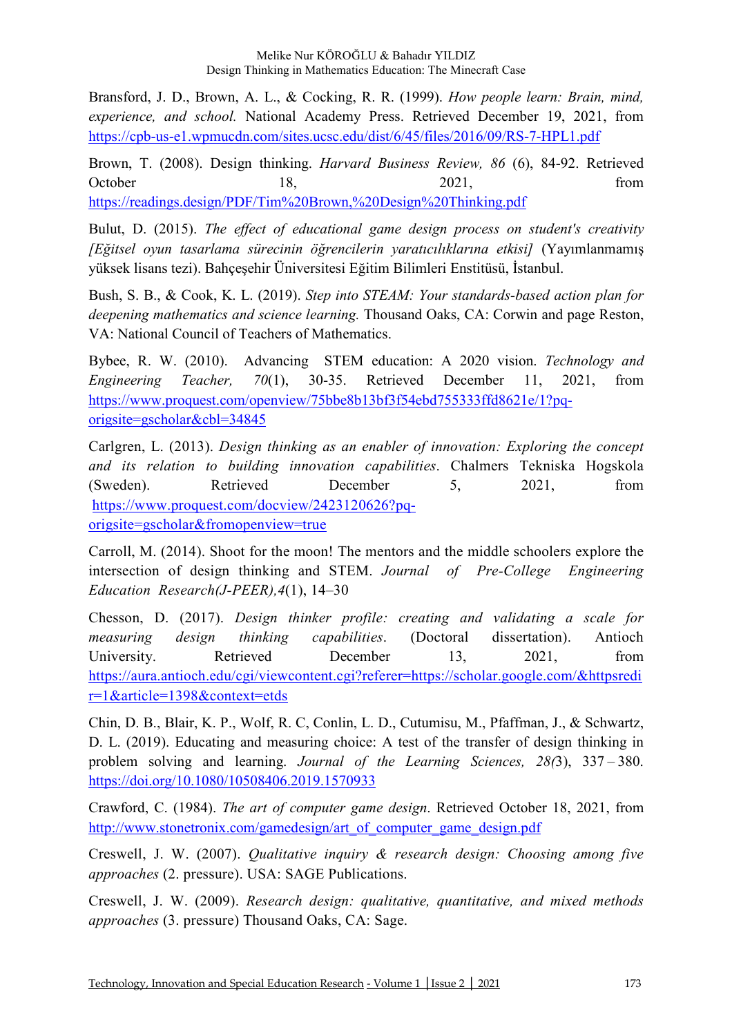Bransford, J. D., Brown, A. L., & Cocking, R. R. (1999). *How people learn: Brain, mind, experience, and school.* National Academy Press. Retrieved December 19, 2021, from https://cpb-us-e1.wpmucdn.com/sites.ucsc.edu/dist/6/45/files/2016/09/RS-7-HPL1.pdf

Brown, T. (2008). Design thinking. *Harvard Business Review, 86* (6), 84-92. Retrieved October 18, 2021, from https://readings.design/PDF/Tim%20Brown,%20Design%20Thinking.pdf

Bulut, D. (2015). *The effect of educational game design process on student's creativity [Eğitsel oyun tasarlama sürecinin öğrencilerin yaratıcılıklarına etkisi]* (Yayımlanmamış yüksek lisans tezi). Bahçeşehir Üniversitesi Eğitim Bilimleri Enstitüsü, İstanbul.

Bush, S. B., & Cook, K. L. (2019). *Step into STEAM: Your standards-based action plan for deepening mathematics and science learning.* Thousand Oaks, CA: Corwin and page Reston, VA: National Council of Teachers of Mathematics.

Bybee, R. W. (2010). Advancing STEM education: A 2020 vision. *Technology and Engineering Teacher, 70*(1), 30-35. Retrieved December 11, 2021, from https://www.proquest.com/openview/75bbe8b13bf3f54ebd755333ffd8621e/1?pq-origsite=gscholar&cbl=34845

Carlgren, L. (2013). *Design thinking as an enabler of innovation: Exploring the concept and its relation to building innovation capabilities*. Chalmers Tekniska Hogskola (Sweden). Retrieved December 5, 2021, from https://www.proquest.com/docview/2423120626?pq-origsite=gscholar&fromopenview=true

Carroll, M. (2014). Shoot for the moon! The mentors and the middle schoolers explore the intersection of design thinking and STEM. *Journal of Pre-College Engineering Education Research(J-PEER),4*(1), 14–30

Chesson, D. (2017). *Design thinker profile: creating and validating a scale for measuring design thinking capabilities*. (Doctoral dissertation). Antioch University. Retrieved December 13, 2021, from https://aura.antioch.edu/cgi/viewcontent.cgi?referer=https://scholar.google.com/&httpsredir=1&article=1398&context=etds

Chin, D. B., Blair, K. P., Wolf, R. C, Conlin, L. D., Cutumisu, M., Pfaffman, J., & Schwartz, D. L. (2019). Educating and measuring choice: A test of the transfer of design thinking in problem solving and learning. *Journal of the Learning Sciences, 28(*3), 337 – 380. https://doi.org/10.1080/10508406.2019.1570933

Crawford, C. (1984). *The art of computer game design*. Retrieved October 18, 2021, from http://www.stonetronix.com/gamedesign/art_of_computer_game_design.pdf

Creswell, J. W. (2007). *Qualitative inquiry & research design: Choosing among five approaches* (2. pressure). USA: SAGE Publications.

Creswell, J. W. (2009). *Research design: qualitative, quantitative, and mixed methods approaches* (3. pressure) Thousand Oaks, CA: Sage.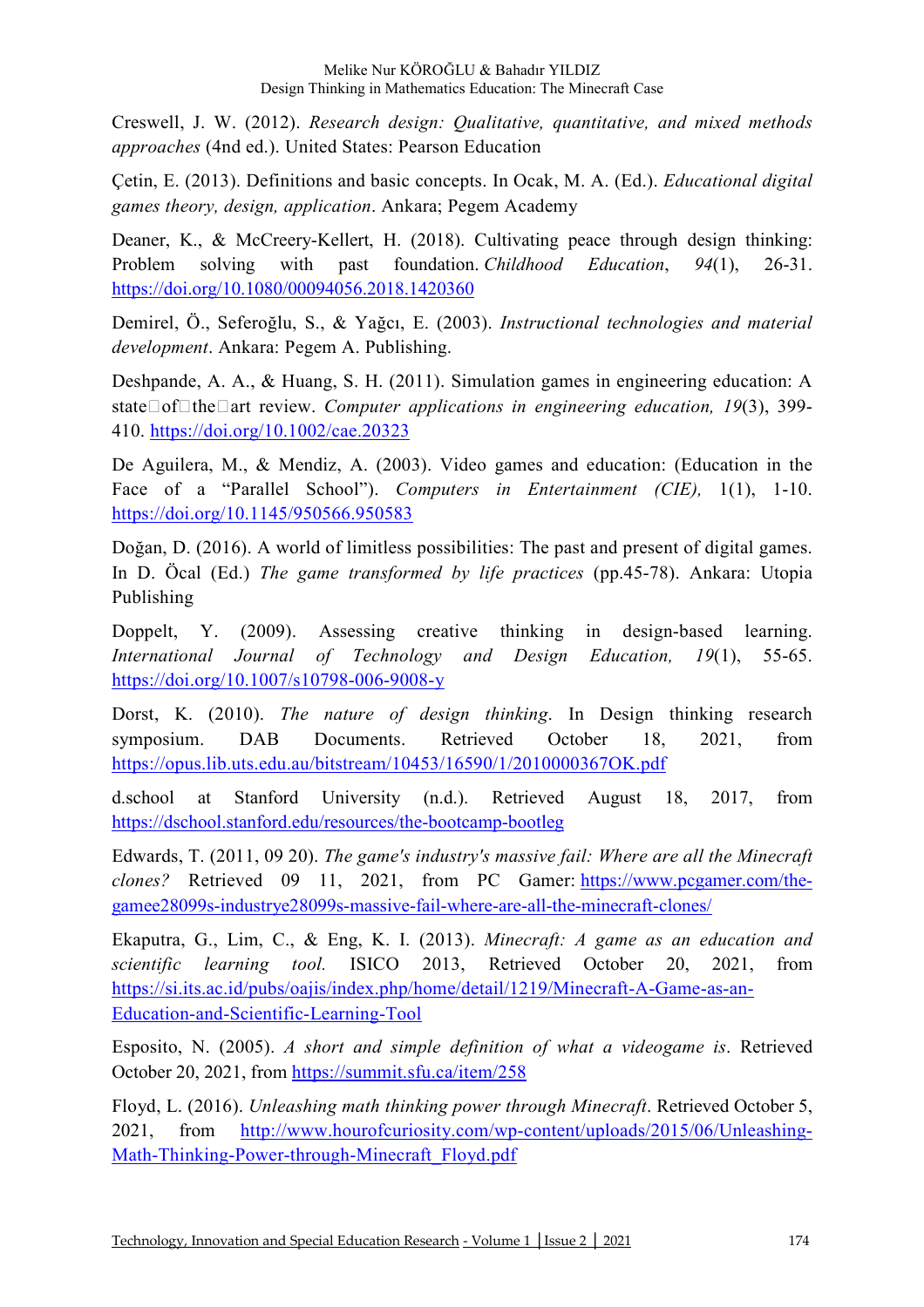Creswell, J. W. (2012). *Research design: Qualitative, quantitative, and mixed methods approaches* (4nd ed.). United States: Pearson Education

Çetin, E. (2013). Definitions and basic concepts. In Ocak, M. A. (Ed.). *Educational digital games theory, design, application*. Ankara; Pegem Academy

Deaner, K., & McCreery-Kellert, H. (2018). Cultivating peace through design thinking: Problem solving with past foundation. *Childhood Education*, *94*(1), 26-31. https://doi.org/10.1080/00094056.2018.1420360

Demirel, Ö., Seferoğlu, S., & Yağcı, E. (2003). *Instructional technologies and material development*. Ankara: Pegem A. Publishing.

Deshpande, A. A., & Huang, S. H. (2011). Simulation games in engineering education: A state□of□the□art review. *Computer applications in engineering education, 19*(3), 399-410. https://doi.org/10.1002/cae.20323

De Aguilera, M., & Mendiz, A. (2003). Video games and education: (Education in the Face of a "Parallel School"). *Computers in Entertainment (CIE),* 1(1), 1-10. https://doi.org/10.1145/950566.950583

Doğan, D. (2016). A world of limitless possibilities: The past and present of digital games. In D. Öcal (Ed.) *The game transformed by life practices* (pp.45-78). Ankara: Utopia Publishing

Doppelt, Y. (2009). Assessing creative thinking in design-based learning. *International Journal of Technology and Design Education, 19*(1), 55-65. https://doi.org/10.1007/s10798-006-9008-y

Dorst, K. (2010). *The nature of design thinking*. In Design thinking research symposium. DAB Documents. Retrieved October 18, 2021, from https://opus.lib.uts.edu.au/bitstream/10453/16590/1/2010000367OK.pdf

d.school at Stanford University (n.d.). Retrieved August 18, 2017, from https://dschool.stanford.edu/resources/the-bootcamp-bootleg

Edwards, T. (2011, 09 20). *The game's industry's massive fail: Where are all the Minecraft clones?* Retrieved 09 11, 2021, from PC Gamer: https://www.pcgamer.com/the-gamee28099s-industrye28099s-massive-fail-where-are-all-the-minecraft-clones/

Ekaputra, G., Lim, C., & Eng, K. I. (2013). *Minecraft: A game as an education and scientific learning tool.* ISICO 2013, Retrieved October 20, 2021, from https://si.its.ac.id/pubs/oajis/index.php/home/detail/1219/Minecraft-A-Game-as-an-Education-and-Scientific-Learning-Tool

Esposito, N. (2005). *A short and simple definition of what a videogame is*. Retrieved October 20, 2021, from https://summit.sfu.ca/item/258

Floyd, L. (2016). *Unleashing math thinking power through Minecraft*. Retrieved October 5, 2021, from http://www.hourofcuriosity.com/wp-content/uploads/2015/06/Unleashing-Math-Thinking-Power-through-Minecraft_Floyd.pdf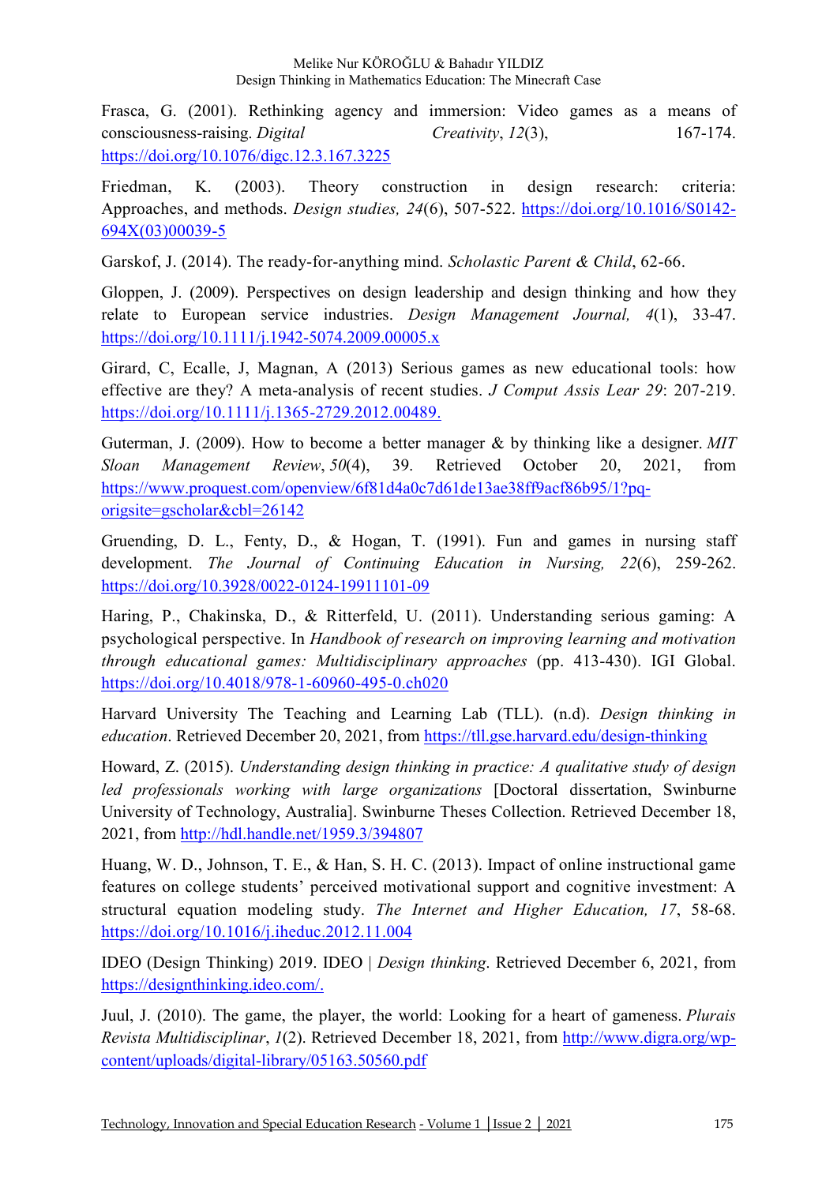Frasca, G. (2001). Rethinking agency and immersion: Video games as a means of consciousness-raising. *Digital Creativity*, *12*(3), 167-174. https://doi.org/10.1076/digc.12.3.167.3225

Friedman, K. (2003). Theory construction in design research: criteria: Approaches, and methods. *Design studies, 24*(6), 507-522. https://doi.org/10.1016/S0142-694X(03)00039-5

Garskof, J. (2014). The ready-for-anything mind. *Scholastic Parent & Child*, 62-66.

Gloppen, J. (2009). Perspectives on design leadership and design thinking and how they relate to European service industries. *Design Management Journal, 4*(1), 33-47. https://doi.org/10.1111/j.1942-5074.2009.00005.x

Girard, C, Ecalle, J, Magnan, A (2013) Serious games as new educational tools: how effective are they? A meta-analysis of recent studies. *J Comput Assis Lear 29*: 207-219. https://doi.org/10.1111/j.1365-2729.2012.00489.

Guterman, J. (2009). How to become a better manager & by thinking like a designer. *MIT Sloan Management Review*, *50*(4), 39. Retrieved October 20, 2021, from https://www.proquest.com/openview/6f81d4a0c7d61de13ae38ff9acf86b95/1?pq-origsite=gscholar&cbl=26142

Gruending, D. L., Fenty, D., & Hogan, T. (1991). Fun and games in nursing staff development. *The Journal of Continuing Education in Nursing, 22*(6), 259-262. https://doi.org/10.3928/0022-0124-19911101-09

Haring, P., Chakinska, D., & Ritterfeld, U. (2011). Understanding serious gaming: A psychological perspective. In *Handbook of research on improving learning and motivation through educational games: Multidisciplinary approaches* (pp. 413-430). IGI Global. https://doi.org/10.4018/978-1-60960-495-0.ch020

Harvard University The Teaching and Learning Lab (TLL). (n.d). *Design thinking in education*. Retrieved December 20, 2021, from https://tll.gse.harvard.edu/design-thinking

Howard, Z. (2015). *Understanding design thinking in practice: A qualitative study of design led professionals working with large organizations* [Doctoral dissertation, Swinburne University of Technology, Australia]. Swinburne Theses Collection. Retrieved December 18, 2021, from http://hdl.handle.net/1959.3/394807

Huang, W. D., Johnson, T. E., & Han, S. H. C. (2013). Impact of online instructional game features on college students' perceived motivational support and cognitive investment: A structural equation modeling study. *The Internet and Higher Education, 17*, 58-68. https://doi.org/10.1016/j.iheduc.2012.11.004

IDEO (Design Thinking) 2019. IDEO | *Design thinking*. Retrieved December 6, 2021, from https://designthinking.ideo.com/.

Juul, J. (2010). The game, the player, the world: Looking for a heart of gameness. *Plurais Revista Multidisciplinar*, *1*(2). Retrieved December 18, 2021, from http://www.digra.org/wp-content/uploads/digital-library/05163.50560.pdf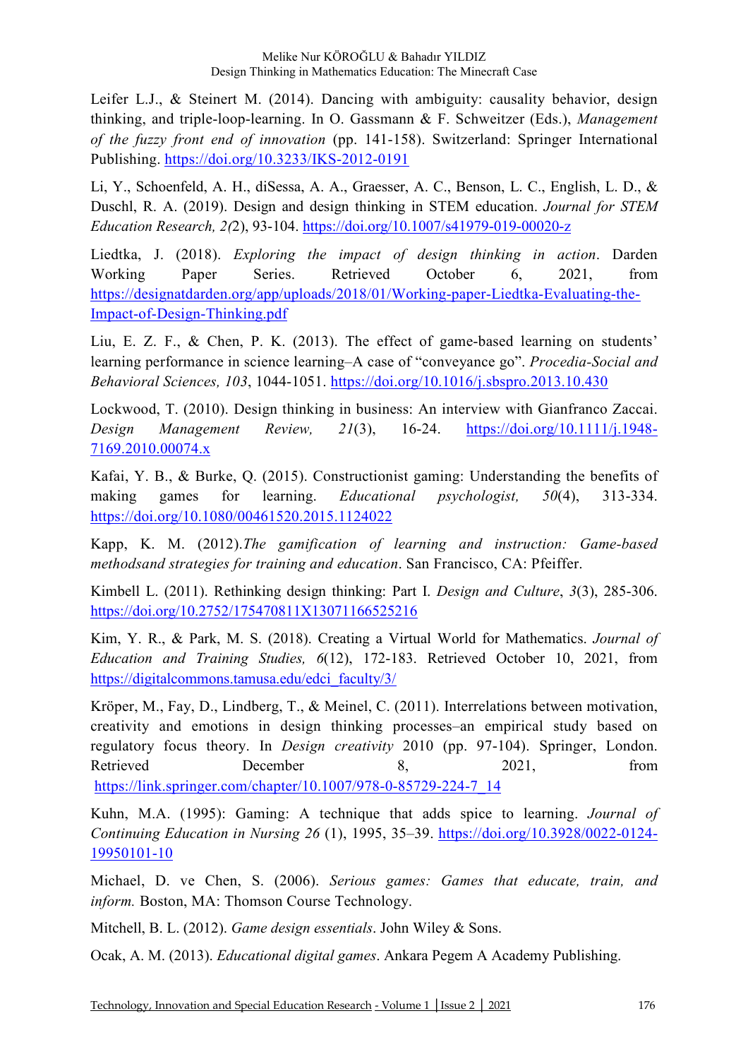Leifer L.J., & Steinert M. (2014). Dancing with ambiguity: causality behavior, design thinking, and triple-loop-learning. In O. Gassmann & F. Schweitzer (Eds.), *Management of the fuzzy front end of innovation* (pp. 141-158). Switzerland: Springer International Publishing. https://doi.org/10.3233/IKS-2012-0191

Li, Y., Schoenfeld, A. H., diSessa, A. A., Graesser, A. C., Benson, L. C., English, L. D., & Duschl, R. A. (2019). Design and design thinking in STEM education. *Journal for STEM Education Research, 2(*2), 93-104. https://doi.org/10.1007/s41979-019-00020-z

Liedtka, J. (2018). *Exploring the impact of design thinking in action*. Darden Working Paper Series. Retrieved October 6, 2021, from https://designatdarden.org/app/uploads/2018/01/Working-paper-Liedtka-Evaluating-the-Impact-of-Design-Thinking.pdf

Liu, E. Z. F., & Chen, P. K. (2013). The effect of game-based learning on students' learning performance in science learning–A case of "conveyance go". *Procedia-Social and Behavioral Sciences, 103*, 1044-1051. https://doi.org/10.1016/j.sbspro.2013.10.430

Lockwood, T. (2010). Design thinking in business: An interview with Gianfranco Zaccai. *Design Management Review, 21*(3), 16-24. https://doi.org/10.1111/j.1948-7169.2010.00074.x

Kafai, Y. B., & Burke, Q. (2015). Constructionist gaming: Understanding the benefits of making games for learning. *Educational psychologist, 50*(4), 313-334. https://doi.org/10.1080/00461520.2015.1124022

Kapp, K. M. (2012).*The gamification of learning and instruction: Game-based methodsand strategies for training and education*. San Francisco, CA: Pfeiffer.

Kimbell L. (2011). Rethinking design thinking: Part I. *Design and Culture*, *3*(3), 285-306. https://doi.org/10.2752/175470811X13071166525216

Kim, Y. R., & Park, M. S. (2018). Creating a Virtual World for Mathematics. *Journal of Education and Training Studies, 6*(12), 172-183. Retrieved October 10, 2021, from https://digitalcommons.tamusa.edu/edci_faculty/3/

Kröper, M., Fay, D., Lindberg, T., & Meinel, C. (2011). Interrelations between motivation, creativity and emotions in design thinking processes–an empirical study based on regulatory focus theory. In *Design creativity* 2010 (pp. 97-104). Springer, London. Retrieved December 8, 2021, from https://link.springer.com/chapter/10.1007/978-0-85729-224-7_14

Kuhn, M.A. (1995): Gaming: A technique that adds spice to learning. *Journal of Continuing Education in Nursing 26* (1), 1995, 35–39. https://doi.org/10.3928/0022-0124-19950101-10

Michael, D. ve Chen, S. (2006). *Serious games: Games that educate, train, and inform.* Boston, MA: Thomson Course Technology.

Mitchell, B. L. (2012). *Game design essentials*. John Wiley & Sons.

Ocak, A. M. (2013). *Educational digital games*. Ankara Pegem A Academy Publishing.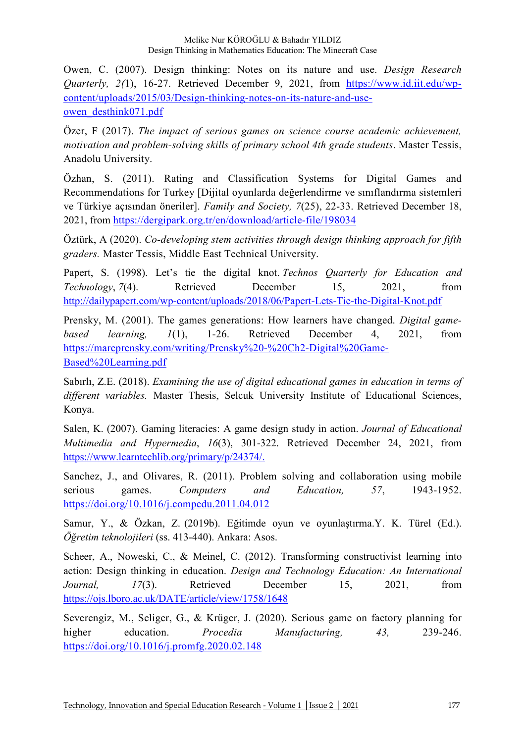Owen, C. (2007). Design thinking: Notes on its nature and use. *Design Research Quarterly, 2(*1), 16-27. Retrieved December 9, 2021, from https://www.id.iit.edu/wp-content/uploads/2015/03/Design-thinking-notes-on-its-nature-and-use-owen_desthink071.pdf

Özer, F (2017). *The impact of serious games on science course academic achievement, motivation and problem-solving skills of primary school 4th grade students*. Master Tessis, Anadolu University.

Özhan, S. (2011). Rating and Classification Systems for Digital Games and Recommendations for Turkey [Dijital oyunlarda değerlendirme ve sınıflandırma sistemleri ve Türkiye açısından öneriler]. *Family and Society, 7*(25), 22-33. Retrieved December 18, 2021, from https://dergipark.org.tr/en/download/article-file/198034

Öztürk, A (2020). *Co-developing stem activities through design thinking approach for fifth graders.* Master Tessis, Middle East Technical University.

Papert, S. (1998). Let's tie the digital knot. *Technos Quarterly for Education and Technology*, *7*(4). Retrieved December 15, 2021, from http://dailypapert.com/wp-content/uploads/2018/06/Papert-Lets-Tie-the-Digital-Knot.pdf

Prensky, M. (2001). The games generations: How learners have changed. *Digital game-based learning, 1*(1), 1-26. Retrieved December 4, 2021, from https://marcprensky.com/writing/Prensky%20-%20Ch2-Digital%20Game-Based%20Learning.pdf

Sabırlı, Z.E. (2018). *Examining the use of digital educational games in education in terms of different variables.* Master Thesis, Selcuk University Institute of Educational Sciences, Konya.

Salen, K. (2007). Gaming literacies: A game design study in action. *Journal of Educational Multimedia and Hypermedia*, *16*(3), 301-322. Retrieved December 24, 2021, from https://www.learntechlib.org/primary/p/24374/.

Sanchez, J., and Olivares, R. (2011). Problem solving and collaboration using mobile serious games. *Computers and Education, 57*, 1943-1952. https://doi.org/10.1016/j.compedu.2011.04.012

Samur, Y., & Özkan, Z. (2019b). Eğitimde oyun ve oyunlaştırma.Y. K. Türel (Ed.). *Öğretim teknolojileri* (ss. 413-440). Ankara: Asos.

Scheer, A., Noweski, C., & Meinel, C. (2012). Transforming constructivist learning into action: Design thinking in education. *Design and Technology Education: An International Journal, 17*(3). Retrieved December 15, 2021, from https://ojs.lboro.ac.uk/DATE/article/view/1758/1648

Severengiz, M., Seliger, G., & Krüger, J. (2020). Serious game on factory planning for higher education. *Procedia Manufacturing, 43,* 239-246. https://doi.org/10.1016/j.promfg.2020.02.148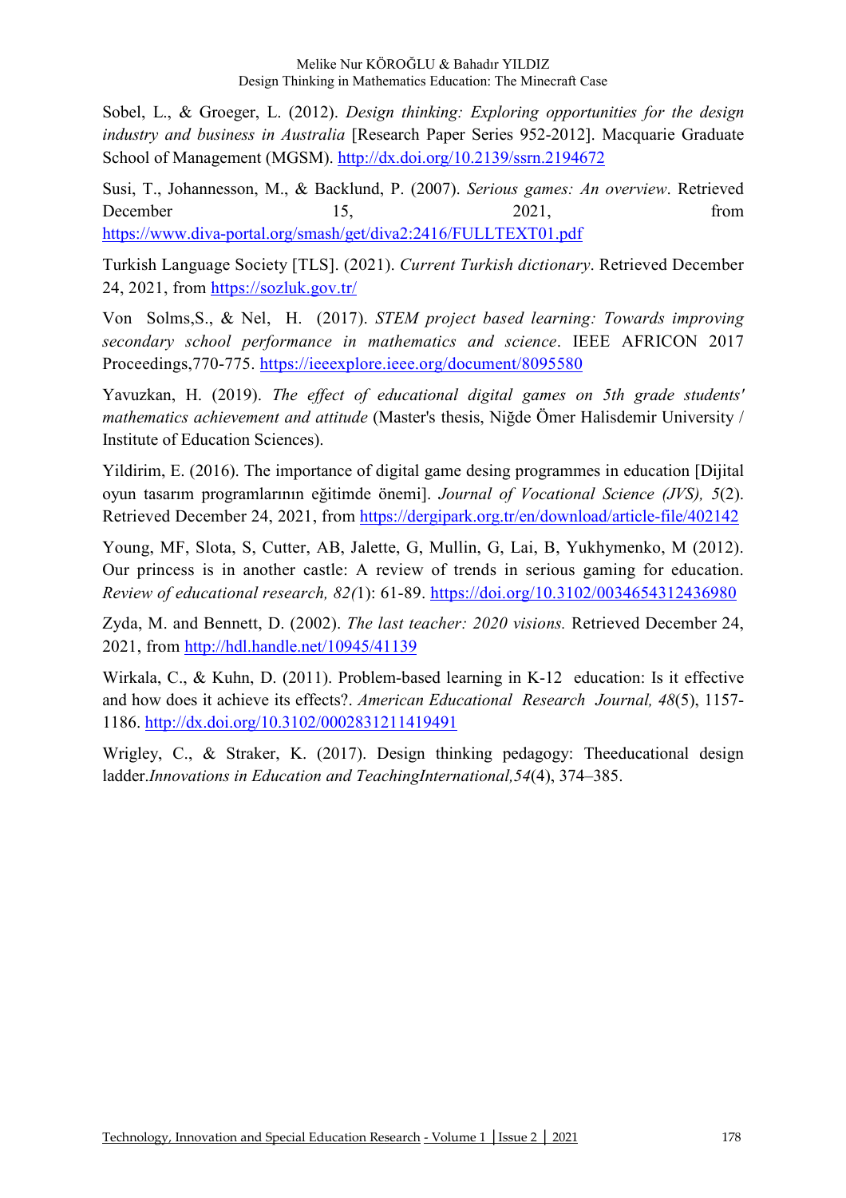Sobel, L., & Groeger, L. (2012). *Design thinking: Exploring opportunities for the design industry and business in Australia* [Research Paper Series 952-2012]. Macquarie Graduate School of Management (MGSM). http://dx.doi.org/10.2139/ssrn.2194672

Susi, T., Johannesson, M., & Backlund, P. (2007). *Serious games: An overview*. Retrieved December 15, 2021, from https://www.diva-portal.org/smash/get/diva2:2416/FULLTEXT01.pdf

Turkish Language Society [TLS]. (2021). *Current Turkish dictionary*. Retrieved December 24, 2021, from https://sozluk.gov.tr/

Von Solms,S., & Nel, H. (2017). *STEM project based learning: Towards improving secondary school performance in mathematics and science*. IEEE AFRICON 2017 Proceedings,770-775. https://ieeexplore.ieee.org/document/8095580

Yavuzkan, H. (2019). *The effect of educational digital games on 5th grade students' mathematics achievement and attitude* (Master's thesis, Niğde Ömer Halisdemir University / Institute of Education Sciences).

Yildirim, E. (2016). The importance of digital game desing programmes in education [Dijital oyun tasarım programlarının eğitimde önemi]. *Journal of Vocational Science (JVS), 5*(2). Retrieved December 24, 2021, from https://dergipark.org.tr/en/download/article-file/402142

Young, MF, Slota, S, Cutter, AB, Jalette, G, Mullin, G, Lai, B, Yukhymenko, M (2012). Our princess is in another castle: A review of trends in serious gaming for education. *Review of educational research, 82(*1): 61-89. https://doi.org/10.3102/0034654312436980

Zyda, M. and Bennett, D. (2002). *The last teacher: 2020 visions.* Retrieved December 24, 2021, from http://hdl.handle.net/10945/41139

Wirkala, C., & Kuhn, D. (2011). Problem-based learning in K-12 education: Is it effective and how does it achieve its effects?. *American Educational Research Journal, 48*(5), 1157-1186. http://dx.doi.org/10.3102/0002831211419491

Wrigley, C., & Straker, K. (2017). Design thinking pedagogy: Theeducational design ladder.*Innovations in Education and TeachingInternational,54*(4), 374–385.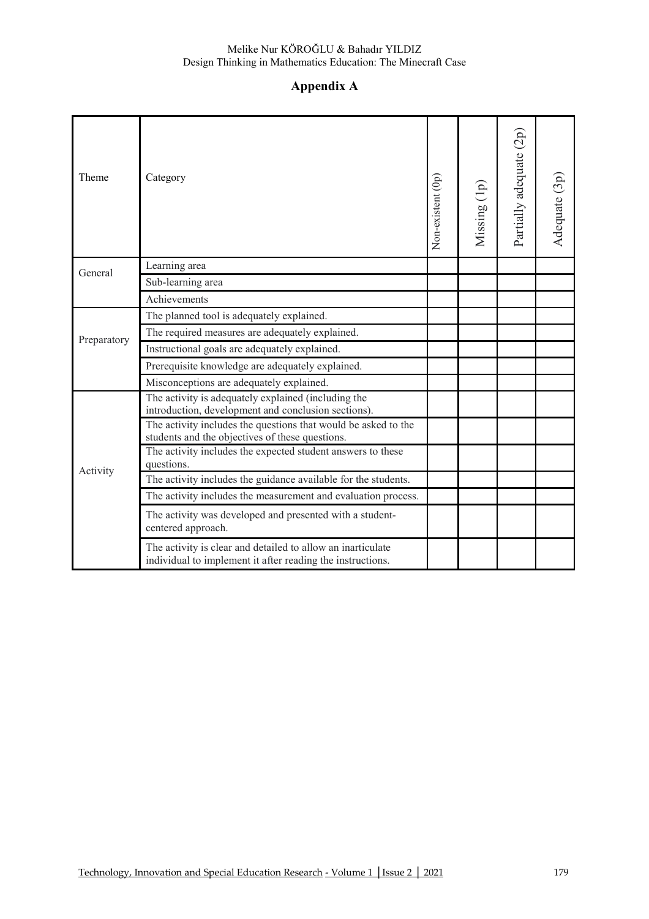## Appendix A

| Theme | Category | Non-existent (0p) | Missing (1p) | Partially adequate (2p) | Adequate (3p) |
|---|---|---|---|---|---|
| General | Learning area | | | | |
| | Sub-learning area | | | | |
| | Achievements | | | | |
| Preparatory | The planned tool is adequately explained. | | | | |
| | The required measures are adequately explained. | | | | |
| | Instructional goals are adequately explained. | | | | |
| | Prerequisite knowledge are adequately explained. | | | | |
| | Misconceptions are adequately explained. | | | | |
| Activity | The activity is adequately explained (including the introduction, development and conclusion sections). | | | | |
| | The activity includes the questions that would be asked to the students and the objectives of these questions. | | | | |
| | The activity includes the expected student answers to these questions. | | | | |
| | The activity includes the guidance available for the students. | | | | |
| | The activity includes the measurement and evaluation process. | | | | |
| | The activity was developed and presented with a student-centered approach. | | | | |
| | The activity is clear and detailed to allow an inarticulate individual to implement it after reading the instructions. | | | | |